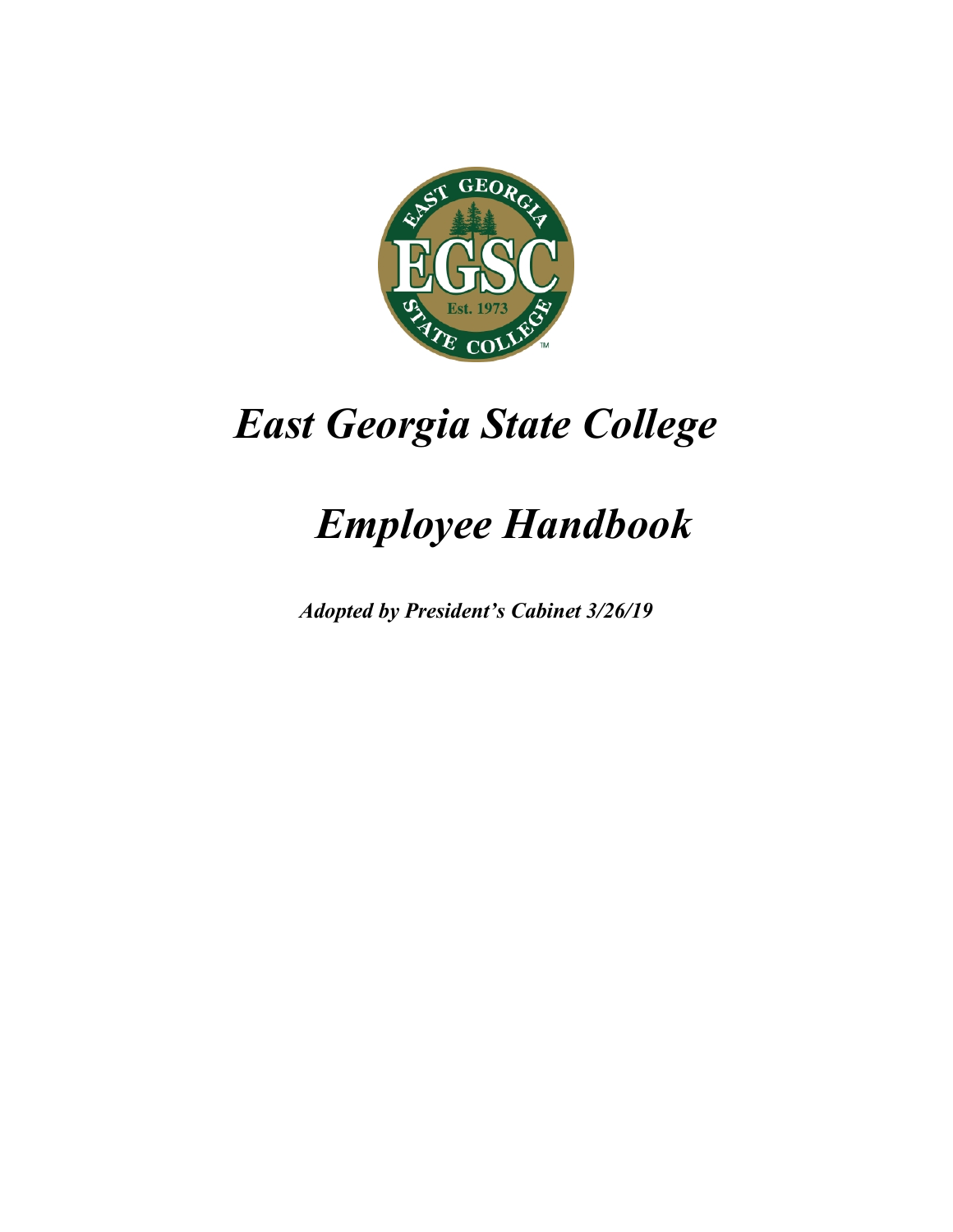# *East Georgia State College*

# *Employee Handbook*

***Adopted by President's Cabinet 3/26/19***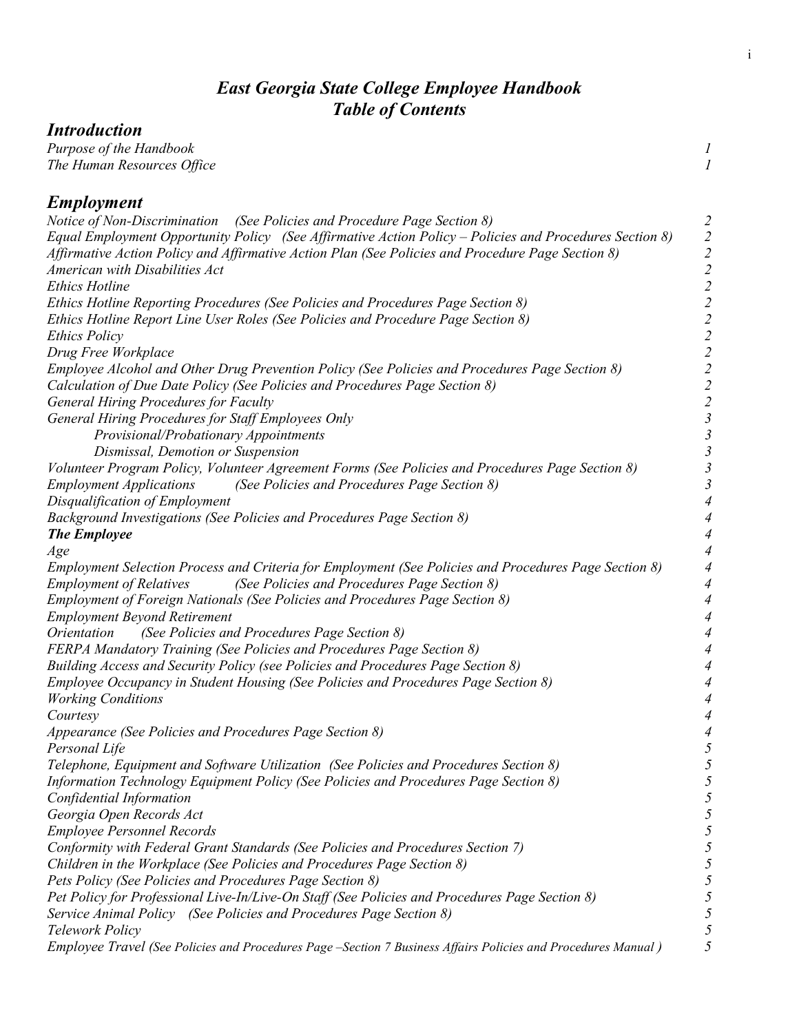# *East Georgia State College Employee Handbook*
# *Table of Contents*

## *Introduction*

| | |
|---|---|
| *Purpose of the Handbook* | *1* |
| *The Human Resources Office* | *1* |

## *Employment*

| | |
|---|---|
| *Notice of Non-Discrimination (See Policies and Procedure Page Section 8)* | *2* |
| *Equal Employment Opportunity Policy (See Affirmative Action Policy – Policies and Procedures Section 8)* | *2* |
| *Affirmative Action Policy and Affirmative Action Plan (See Policies and Procedure Page Section 8)* | *2* |
| *American with Disabilities Act* | *2* |
| *Ethics Hotline* | *2* |
| *Ethics Hotline Reporting Procedures (See Policies and Procedures Page Section 8)* | *2* |
| *Ethics Hotline Report Line User Roles (See Policies and Procedure Page Section 8)* | *2* |
| *Ethics Policy* | *2* |
| *Drug Free Workplace* | *2* |
| *Employee Alcohol and Other Drug Prevention Policy (See Policies and Procedures Page Section 8)* | *2* |
| *Calculation of Due Date Policy (See Policies and Procedures Page Section 8)* | *2* |
| *General Hiring Procedures for Faculty* | *2* |
| *General Hiring Procedures for Staff Employees Only* | *3* |
| &nbsp;&nbsp;&nbsp;&nbsp;*Provisional/Probationary Appointments* | *3* |
| &nbsp;&nbsp;&nbsp;&nbsp;*Dismissal, Demotion or Suspension* | *3* |
| *Volunteer Program Policy, Volunteer Agreement Forms (See Policies and Procedures Page Section 8)* | *3* |
| *Employment Applications (See Policies and Procedures Page Section 8)* | *3* |
| *Disqualification of Employment* | *4* |
| *Background Investigations (See Policies and Procedures Page Section 8)* | *4* |
| ***The Employee*** | *4* |
| *Age* | *4* |
| *Employment Selection Process and Criteria for Employment (See Policies and Procedures Page Section 8)* | *4* |
| *Employment of Relatives (See Policies and Procedures Page Section 8)* | *4* |
| *Employment of Foreign Nationals (See Policies and Procedures Page Section 8)* | *4* |
| *Employment Beyond Retirement* | *4* |
| *Orientation (See Policies and Procedures Page Section 8)* | *4* |
| *FERPA Mandatory Training (See Policies and Procedures Page Section 8)* | *4* |
| *Building Access and Security Policy (see Policies and Procedures Page Section 8)* | *4* |
| *Employee Occupancy in Student Housing (See Policies and Procedures Page Section 8)* | *4* |
| *Working Conditions* | *4* |
| *Courtesy* | *4* |
| *Appearance (See Policies and Procedures Page Section 8)* | *4* |
| *Personal Life* | *5* |
| *Telephone, Equipment and Software Utilization (See Policies and Procedures Section 8)* | *5* |
| *Information Technology Equipment Policy (See Policies and Procedures Page Section 8)* | *5* |
| *Confidential Information* | *5* |
| *Georgia Open Records Act* | *5* |
| *Employee Personnel Records* | *5* |
| *Conformity with Federal Grant Standards (See Policies and Procedures Section 7)* | *5* |
| *Children in the Workplace (See Policies and Procedures Page Section 8)* | *5* |
| *Pets Policy (See Policies and Procedures Page Section 8)* | *5* |
| *Pet Policy for Professional Live-In/Live-On Staff (See Policies and Procedures Page Section 8)* | *5* |
| *Service Animal Policy (See Policies and Procedures Page Section 8)* | *5* |
| *Telework Policy* | *5* |
| *Employee Travel (See Policies and Procedures Page –Section 7 Business Affairs Policies and Procedures Manual )* | *5* |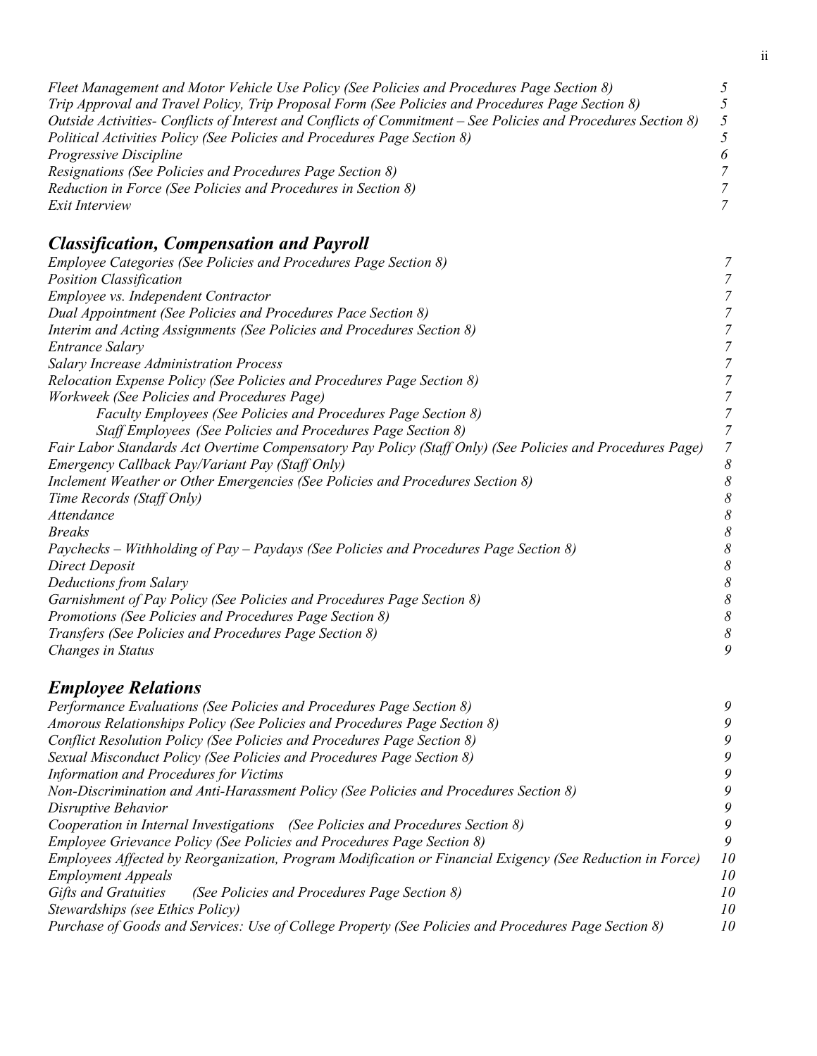*Fleet Management and Motor Vehicle Use Policy (See Policies and Procedures Page Section 8)* 5
*Trip Approval and Travel Policy, Trip Proposal Form (See Policies and Procedures Page Section 8)* 5
*Outside Activities- Conflicts of Interest and Conflicts of Commitment – See Policies and Procedures Section 8)* 5
*Political Activities Policy (See Policies and Procedures Page Section 8)* 5
*Progressive Discipline* 6
*Resignations (See Policies and Procedures Page Section 8)* 7
*Reduction in Force (See Policies and Procedures in Section 8)* 7
*Exit Interview* 7

## *Classification, Compensation and Payroll*

*Employee Categories (See Policies and Procedures Page Section 8)* 7
*Position Classification* 7
*Employee vs. Independent Contractor* 7
*Dual Appointment (See Policies and Procedures Pace Section 8)* 7
*Interim and Acting Assignments (See Policies and Procedures Section 8)* 7
*Entrance Salary* 7
*Salary Increase Administration Process* 7
*Relocation Expense Policy (See Policies and Procedures Page Section 8)* 7
*Workweek (See Policies and Procedures Page)* 7
    *Faculty Employees (See Policies and Procedures Page Section 8)* 7
    *Staff Employees (See Policies and Procedures Page Section 8)* 7
*Fair Labor Standards Act Overtime Compensatory Pay Policy (Staff Only) (See Policies and Procedures Page)* 7
*Emergency Callback Pay/Variant Pay (Staff Only)* 8
*Inclement Weather or Other Emergencies (See Policies and Procedures Section 8)* 8
*Time Records (Staff Only)* 8
*Attendance* 8
*Breaks* 8
*Paychecks – Withholding of Pay – Paydays (See Policies and Procedures Page Section 8)* 8
*Direct Deposit* 8
*Deductions from Salary* 8
*Garnishment of Pay Policy (See Policies and Procedures Page Section 8)* 8
*Promotions (See Policies and Procedures Page Section 8)* 8
*Transfers (See Policies and Procedures Page Section 8)* 8
*Changes in Status* 9

## *Employee Relations*

*Performance Evaluations (See Policies and Procedures Page Section 8)* 9
*Amorous Relationships Policy (See Policies and Procedures Page Section 8)* 9
*Conflict Resolution Policy (See Policies and Procedures Page Section 8)* 9
*Sexual Misconduct Policy (See Policies and Procedures Page Section 8)* 9
*Information and Procedures for Victims* 9
*Non-Discrimination and Anti-Harassment Policy (See Policies and Procedures Section 8)* 9
*Disruptive Behavior* 9
*Cooperation in Internal Investigations (See Policies and Procedures Section 8)* 9
*Employee Grievance Policy (See Policies and Procedures Page Section 8)* 9
*Employees Affected by Reorganization, Program Modification or Financial Exigency (See Reduction in Force)* 10
*Employment Appeals* 10
*Gifts and Gratuities (See Policies and Procedures Page Section 8)* 10
*Stewardships (see Ethics Policy)* 10
*Purchase of Goods and Services: Use of College Property (See Policies and Procedures Page Section 8)* 10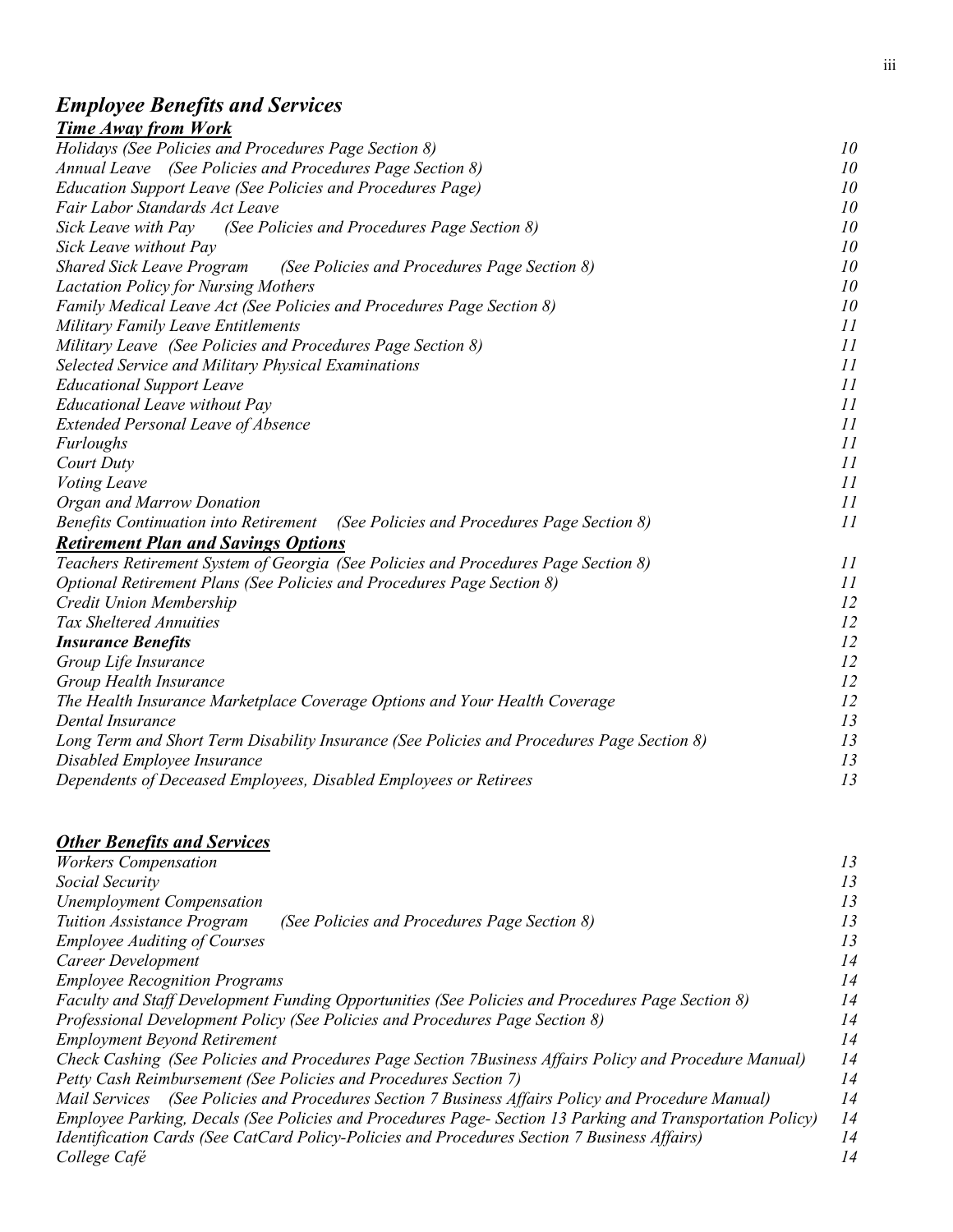## *Employee Benefits and Services*

### ***Time Away from Work***

| | |
|---|---|
| *Holidays (See Policies and Procedures Page Section 8)* | *10* |
| *Annual Leave (See Policies and Procedures Page Section 8)* | *10* |
| *Education Support Leave (See Policies and Procedures Page)* | *10* |
| *Fair Labor Standards Act Leave* | *10* |
| *Sick Leave with Pay (See Policies and Procedures Page Section 8)* | *10* |
| *Sick Leave without Pay* | *10* |
| *Shared Sick Leave Program (See Policies and Procedures Page Section 8)* | *10* |
| *Lactation Policy for Nursing Mothers* | *10* |
| *Family Medical Leave Act (See Policies and Procedures Page Section 8)* | *10* |
| *Military Family Leave Entitlements* | *11* |
| *Military Leave (See Policies and Procedures Page Section 8)* | *11* |
| *Selected Service and Military Physical Examinations* | *11* |
| *Educational Support Leave* | *11* |
| *Educational Leave without Pay* | *11* |
| *Extended Personal Leave of Absence* | *11* |
| *Furloughs* | *11* |
| *Court Duty* | *11* |
| *Voting Leave* | *11* |
| *Organ and Marrow Donation* | *11* |
| *Benefits Continuation into Retirement (See Policies and Procedures Page Section 8)* | *11* |

### ***Retirement Plan and Savings Options***

| | |
|---|---|
| *Teachers Retirement System of Georgia (See Policies and Procedures Page Section 8)* | *11* |
| *Optional Retirement Plans (See Policies and Procedures Page Section 8)* | *11* |
| *Credit Union Membership* | *12* |
| *Tax Sheltered Annuities* | *12* |
| ***Insurance Benefits*** | *12* |
| *Group Life Insurance* | *12* |
| *Group Health Insurance* | *12* |
| *The Health Insurance Marketplace Coverage Options and Your Health Coverage* | *12* |
| *Dental Insurance* | *13* |
| *Long Term and Short Term Disability Insurance (See Policies and Procedures Page Section 8)* | *13* |
| *Disabled Employee Insurance* | *13* |
| *Dependents of Deceased Employees, Disabled Employees or Retirees* | *13* |

### ***Other Benefits and Services***

| | |
|---|---|
| *Workers Compensation* | *13* |
| *Social Security* | *13* |
| *Unemployment Compensation* | *13* |
| *Tuition Assistance Program (See Policies and Procedures Page Section 8)* | *13* |
| *Employee Auditing of Courses* | *13* |
| *Career Development* | *14* |
| *Employee Recognition Programs* | *14* |
| *Faculty and Staff Development Funding Opportunities (See Policies and Procedures Page Section 8)* | *14* |
| *Professional Development Policy (See Policies and Procedures Page Section 8)* | *14* |
| *Employment Beyond Retirement* | *14* |
| *Check Cashing (See Policies and Procedures Page Section 7Business Affairs Policy and Procedure Manual)* | *14* |
| *Petty Cash Reimbursement (See Policies and Procedures Section 7)* | *14* |
| *Mail Services (See Policies and Procedures Section 7 Business Affairs Policy and Procedure Manual)* | *14* |
| *Employee Parking, Decals (See Policies and Procedures Page- Section 13 Parking and Transportation Policy)* | *14* |
| *Identification Cards (See CatCard Policy-Policies and Procedures Section 7 Business Affairs)* | *14* |
| *College Café* | *14* |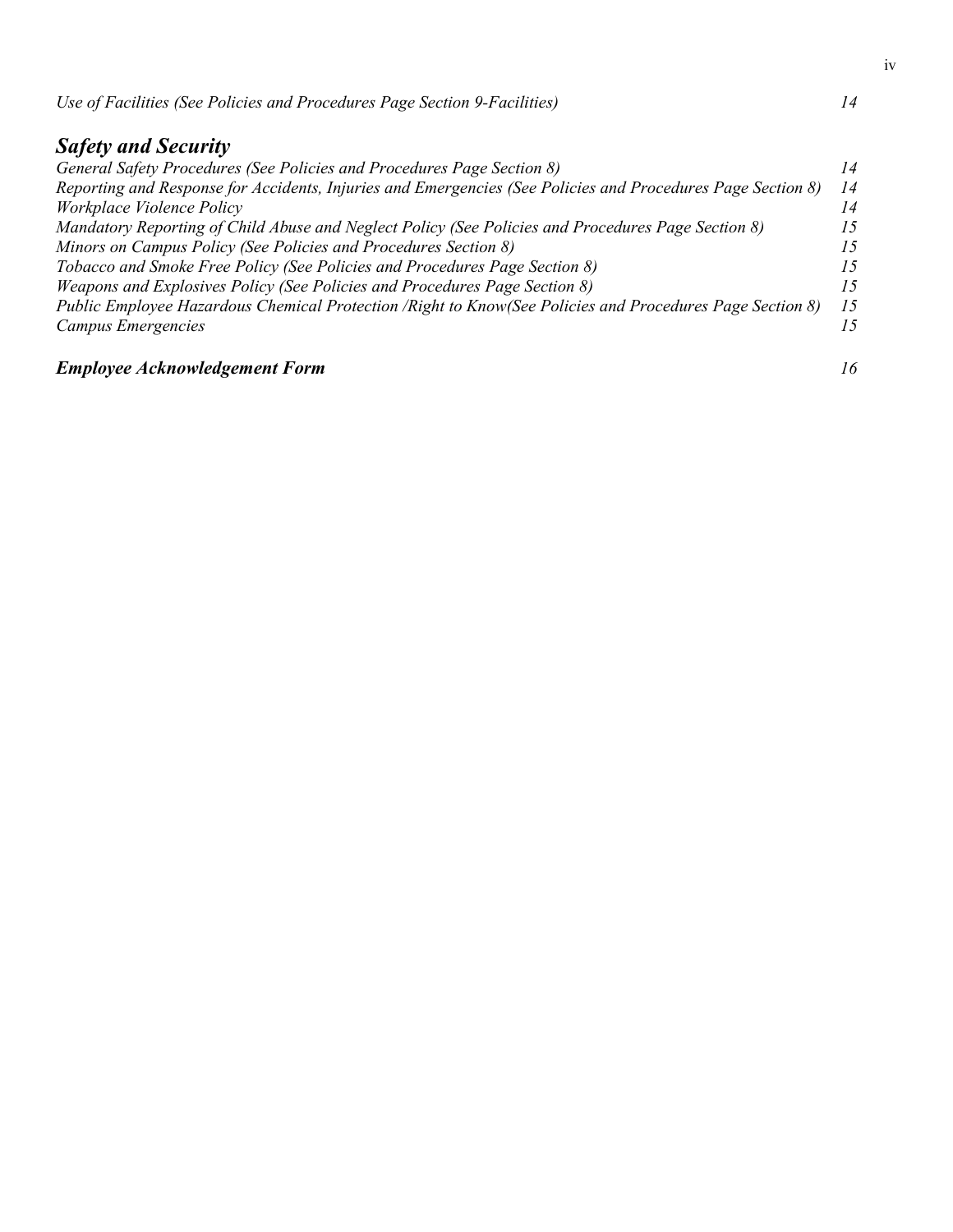*Use of Facilities (See Policies and Procedures Page Section 9-Facilities)* *14*

## ***Safety and Security***

*General Safety Procedures (See Policies and Procedures Page Section 8)* *14*
*Reporting and Response for Accidents, Injuries and Emergencies (See Policies and Procedures Page Section 8)* *14*
*Workplace Violence Policy* *14*
*Mandatory Reporting of Child Abuse and Neglect Policy (See Policies and Procedures Page Section 8)* *15*
*Minors on Campus Policy (See Policies and Procedures Section 8)* *15*
*Tobacco and Smoke Free Policy (See Policies and Procedures Page Section 8)* *15*
*Weapons and Explosives Policy (See Policies and Procedures Page Section 8)* *15*
*Public Employee Hazardous Chemical Protection /Right to Know(See Policies and Procedures Page Section 8)* *15*
*Campus Emergencies* *15*

***Employee Acknowledgement Form*** *16*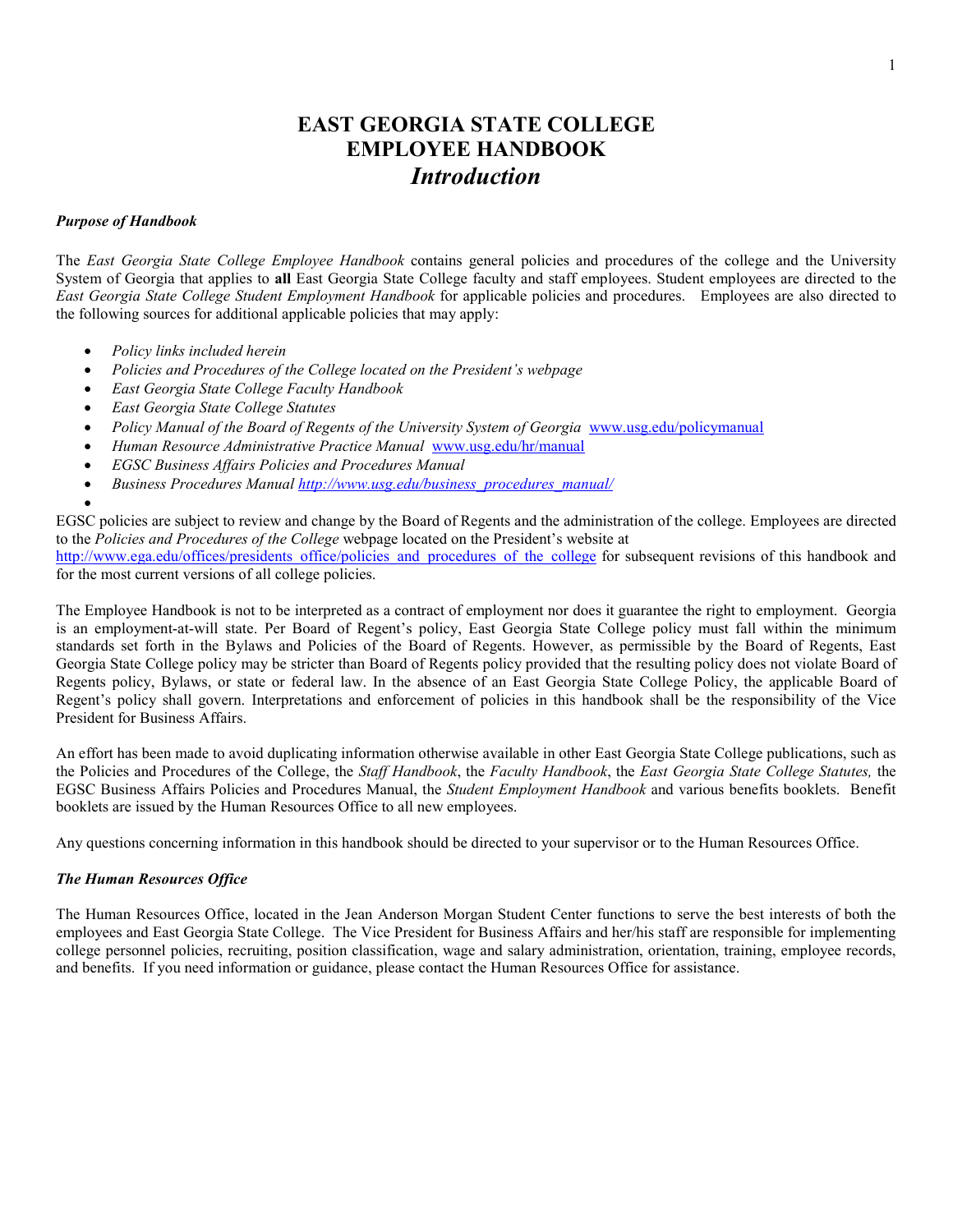# EAST GEORGIA STATE COLLEGE
# EMPLOYEE HANDBOOK
## *Introduction*

***Purpose of Handbook***

The *East Georgia State College Employee Handbook* contains general policies and procedures of the college and the University System of Georgia that applies to **all** East Georgia State College faculty and staff employees. Student employees are directed to the *East Georgia State College Student Employment Handbook* for applicable policies and procedures. Employees are also directed to the following sources for additional applicable policies that may apply:

- *Policy links included herein*
- *Policies and Procedures of the College located on the President's webpage*
- *East Georgia State College Faculty Handbook*
- *East Georgia State College Statutes*
- *Policy Manual of the Board of Regents of the University System of Georgia* www.usg.edu/policymanual
- *Human Resource Administrative Practice Manual* www.usg.edu/hr/manual
- *EGSC Business Affairs Policies and Procedures Manual*
- *Business Procedures Manual http://www.usg.edu/business_procedures_manual/*

EGSC policies are subject to review and change by the Board of Regents and the administration of the college. Employees are directed to the *Policies and Procedures of the College* webpage located on the President's website at http://www.ega.edu/offices/presidents_office/policies_and_procedures_of_the_college for subsequent revisions of this handbook and for the most current versions of all college policies.

The Employee Handbook is not to be interpreted as a contract of employment nor does it guarantee the right to employment. Georgia is an employment-at-will state. Per Board of Regent's policy, East Georgia State College policy must fall within the minimum standards set forth in the Bylaws and Policies of the Board of Regents. However, as permissible by the Board of Regents, East Georgia State College policy may be stricter than Board of Regents policy provided that the resulting policy does not violate Board of Regents policy, Bylaws, or state or federal law. In the absence of an East Georgia State College Policy, the applicable Board of Regent's policy shall govern. Interpretations and enforcement of policies in this handbook shall be the responsibility of the Vice President for Business Affairs.

An effort has been made to avoid duplicating information otherwise available in other East Georgia State College publications, such as the Policies and Procedures of the College, the *Staff Handbook*, the *Faculty Handbook*, the *East Georgia State College Statutes,* the EGSC Business Affairs Policies and Procedures Manual, the *Student Employment Handbook* and various benefits booklets. Benefit booklets are issued by the Human Resources Office to all new employees.

Any questions concerning information in this handbook should be directed to your supervisor or to the Human Resources Office.

***The Human Resources Office***

The Human Resources Office, located in the Jean Anderson Morgan Student Center functions to serve the best interests of both the employees and East Georgia State College. The Vice President for Business Affairs and her/his staff are responsible for implementing college personnel policies, recruiting, position classification, wage and salary administration, orientation, training, employee records, and benefits. If you need information or guidance, please contact the Human Resources Office for assistance.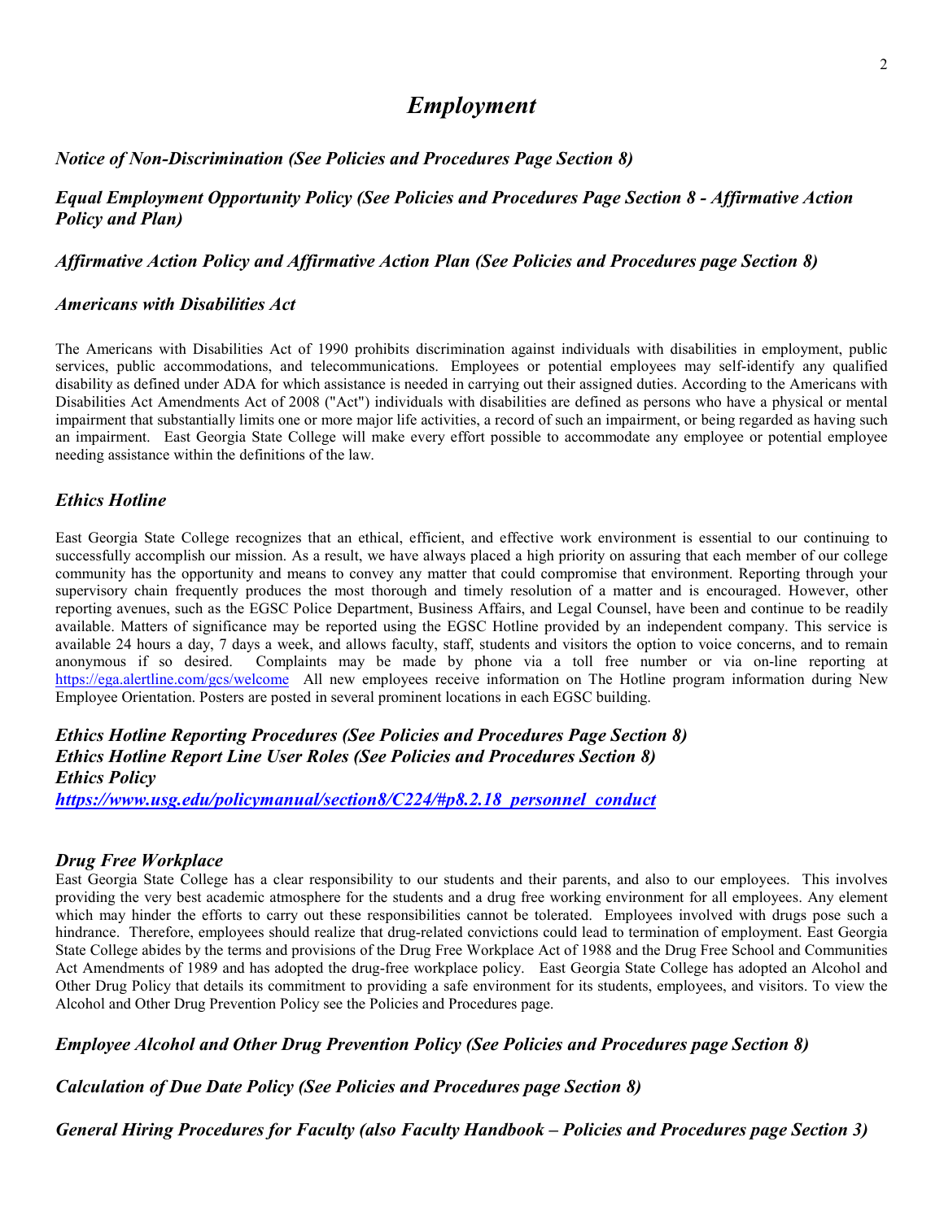# *Employment*

### *Notice of Non-Discrimination (See Policies and Procedures Page Section 8)*

### *Equal Employment Opportunity Policy (See Policies and Procedures Page Section 8 - Affirmative Action Policy and Plan)*

### *Affirmative Action Policy and Affirmative Action Plan (See Policies and Procedures page Section 8)*

### *Americans with Disabilities Act*

The Americans with Disabilities Act of 1990 prohibits discrimination against individuals with disabilities in employment, public services, public accommodations, and telecommunications. Employees or potential employees may self-identify any qualified disability as defined under ADA for which assistance is needed in carrying out their assigned duties. According to the Americans with Disabilities Act Amendments Act of 2008 ("Act") individuals with disabilities are defined as persons who have a physical or mental impairment that substantially limits one or more major life activities, a record of such an impairment, or being regarded as having such an impairment. East Georgia State College will make every effort possible to accommodate any employee or potential employee needing assistance within the definitions of the law.

### *Ethics Hotline*

East Georgia State College recognizes that an ethical, efficient, and effective work environment is essential to our continuing to successfully accomplish our mission. As a result, we have always placed a high priority on assuring that each member of our college community has the opportunity and means to convey any matter that could compromise that environment. Reporting through your supervisory chain frequently produces the most thorough and timely resolution of a matter and is encouraged. However, other reporting avenues, such as the EGSC Police Department, Business Affairs, and Legal Counsel, have been and continue to be readily available. Matters of significance may be reported using the EGSC Hotline provided by an independent company. This service is available 24 hours a day, 7 days a week, and allows faculty, staff, students and visitors the option to voice concerns, and to remain anonymous if so desired. Complaints may be made by phone via a toll free number or via on-line reporting at https://ega.alertline.com/gcs/welcome All new employees receive information on The Hotline program information during New Employee Orientation. Posters are posted in several prominent locations in each EGSC building.

### *Ethics Hotline Reporting Procedures (See Policies and Procedures Page Section 8)*
### *Ethics Hotline Report Line User Roles (See Policies and Procedures Section 8)*
### *Ethics Policy*
***https://www.usg.edu/policymanual/section8/C224/#p8.2.18_personnel_conduct***

### *Drug Free Workplace*

East Georgia State College has a clear responsibility to our students and their parents, and also to our employees. This involves providing the very best academic atmosphere for the students and a drug free working environment for all employees. Any element which may hinder the efforts to carry out these responsibilities cannot be tolerated. Employees involved with drugs pose such a hindrance. Therefore, employees should realize that drug-related convictions could lead to termination of employment. East Georgia State College abides by the terms and provisions of the Drug Free Workplace Act of 1988 and the Drug Free School and Communities Act Amendments of 1989 and has adopted the drug-free workplace policy. East Georgia State College has adopted an Alcohol and Other Drug Policy that details its commitment to providing a safe environment for its students, employees, and visitors. To view the Alcohol and Other Drug Prevention Policy see the Policies and Procedures page.

### *Employee Alcohol and Other Drug Prevention Policy (See Policies and Procedures page Section 8)*

### *Calculation of Due Date Policy (See Policies and Procedures page Section 8)*

### *General Hiring Procedures for Faculty (also Faculty Handbook – Policies and Procedures page Section 3)*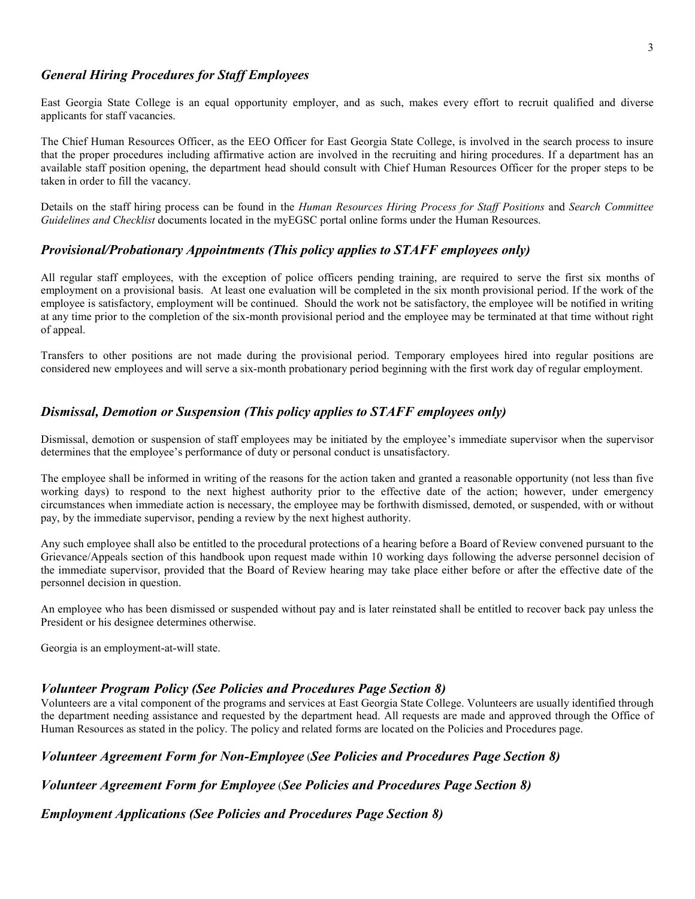### *General Hiring Procedures for Staff Employees*

East Georgia State College is an equal opportunity employer, and as such, makes every effort to recruit qualified and diverse applicants for staff vacancies.

The Chief Human Resources Officer, as the EEO Officer for East Georgia State College, is involved in the search process to insure that the proper procedures including affirmative action are involved in the recruiting and hiring procedures. If a department has an available staff position opening, the department head should consult with Chief Human Resources Officer for the proper steps to be taken in order to fill the vacancy.

Details on the staff hiring process can be found in the *Human Resources Hiring Process for Staff Positions* and *Search Committee Guidelines and Checklist* documents located in the myEGSC portal online forms under the Human Resources.

### *Provisional/Probationary Appointments (This policy applies to STAFF employees only)*

All regular staff employees, with the exception of police officers pending training, are required to serve the first six months of employment on a provisional basis. At least one evaluation will be completed in the six month provisional period. If the work of the employee is satisfactory, employment will be continued. Should the work not be satisfactory, the employee will be notified in writing at any time prior to the completion of the six-month provisional period and the employee may be terminated at that time without right of appeal.

Transfers to other positions are not made during the provisional period. Temporary employees hired into regular positions are considered new employees and will serve a six-month probationary period beginning with the first work day of regular employment.

### *Dismissal, Demotion or Suspension (This policy applies to STAFF employees only)*

Dismissal, demotion or suspension of staff employees may be initiated by the employee's immediate supervisor when the supervisor determines that the employee's performance of duty or personal conduct is unsatisfactory.

The employee shall be informed in writing of the reasons for the action taken and granted a reasonable opportunity (not less than five working days) to respond to the next highest authority prior to the effective date of the action; however, under emergency circumstances when immediate action is necessary, the employee may be forthwith dismissed, demoted, or suspended, with or without pay, by the immediate supervisor, pending a review by the next highest authority.

Any such employee shall also be entitled to the procedural protections of a hearing before a Board of Review convened pursuant to the Grievance/Appeals section of this handbook upon request made within 10 working days following the adverse personnel decision of the immediate supervisor, provided that the Board of Review hearing may take place either before or after the effective date of the personnel decision in question.

An employee who has been dismissed or suspended without pay and is later reinstated shall be entitled to recover back pay unless the President or his designee determines otherwise.

Georgia is an employment-at-will state.

### *Volunteer Program Policy (See Policies and Procedures Page Section 8)*

Volunteers are a vital component of the programs and services at East Georgia State College. Volunteers are usually identified through the department needing assistance and requested by the department head. All requests are made and approved through the Office of Human Resources as stated in the policy. The policy and related forms are located on the Policies and Procedures page.

### *Volunteer Agreement Form for Non-Employee (See Policies and Procedures Page Section 8)*

### *Volunteer Agreement Form for Employee (See Policies and Procedures Page Section 8)*

### *Employment Applications (See Policies and Procedures Page Section 8)*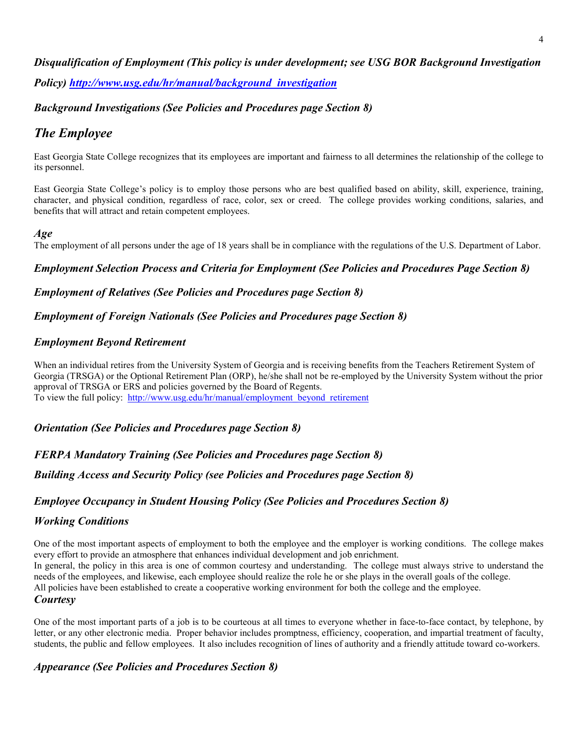### *Disqualification of Employment (This policy is under development; see USG BOR Background Investigation Policy) [http://www.usg.edu/hr/manual/background_investigation](http://www.usg.edu/hr/manual/background_investigation)*

### *Background Investigations (See Policies and Procedures page Section 8)*

## *The Employee*

East Georgia State College recognizes that its employees are important and fairness to all determines the relationship of the college to its personnel.

East Georgia State College's policy is to employ those persons who are best qualified based on ability, skill, experience, training, character, and physical condition, regardless of race, color, sex or creed. The college provides working conditions, salaries, and benefits that will attract and retain competent employees.

### *Age*

The employment of all persons under the age of 18 years shall be in compliance with the regulations of the U.S. Department of Labor.

### *Employment Selection Process and Criteria for Employment (See Policies and Procedures Page Section 8)*

### *Employment of Relatives (See Policies and Procedures page Section 8)*

### *Employment of Foreign Nationals (See Policies and Procedures page Section 8)*

### *Employment Beyond Retirement*

When an individual retires from the University System of Georgia and is receiving benefits from the Teachers Retirement System of Georgia (TRSGA) or the Optional Retirement Plan (ORP), he/she shall not be re-employed by the University System without the prior approval of TRSGA or ERS and policies governed by the Board of Regents.
To view the full policy: [http://www.usg.edu/hr/manual/employment_beyond_retirement](http://www.usg.edu/hr/manual/employment_beyond_retirement)

### *Orientation (See Policies and Procedures page Section 8)*

### *FERPA Mandatory Training (See Policies and Procedures page Section 8)*

### *Building Access and Security Policy (see Policies and Procedures page Section 8)*

### *Employee Occupancy in Student Housing Policy (See Policies and Procedures Section 8)*

### *Working Conditions*

One of the most important aspects of employment to both the employee and the employer is working conditions. The college makes every effort to provide an atmosphere that enhances individual development and job enrichment.
In general, the policy in this area is one of common courtesy and understanding. The college must always strive to understand the needs of the employees, and likewise, each employee should realize the role he or she plays in the overall goals of the college.
All policies have been established to create a cooperative working environment for both the college and the employee.

### *Courtesy*

One of the most important parts of a job is to be courteous at all times to everyone whether in face-to-face contact, by telephone, by letter, or any other electronic media. Proper behavior includes promptness, efficiency, cooperation, and impartial treatment of faculty, students, the public and fellow employees. It also includes recognition of lines of authority and a friendly attitude toward co-workers.

### *Appearance (See Policies and Procedures Section 8)*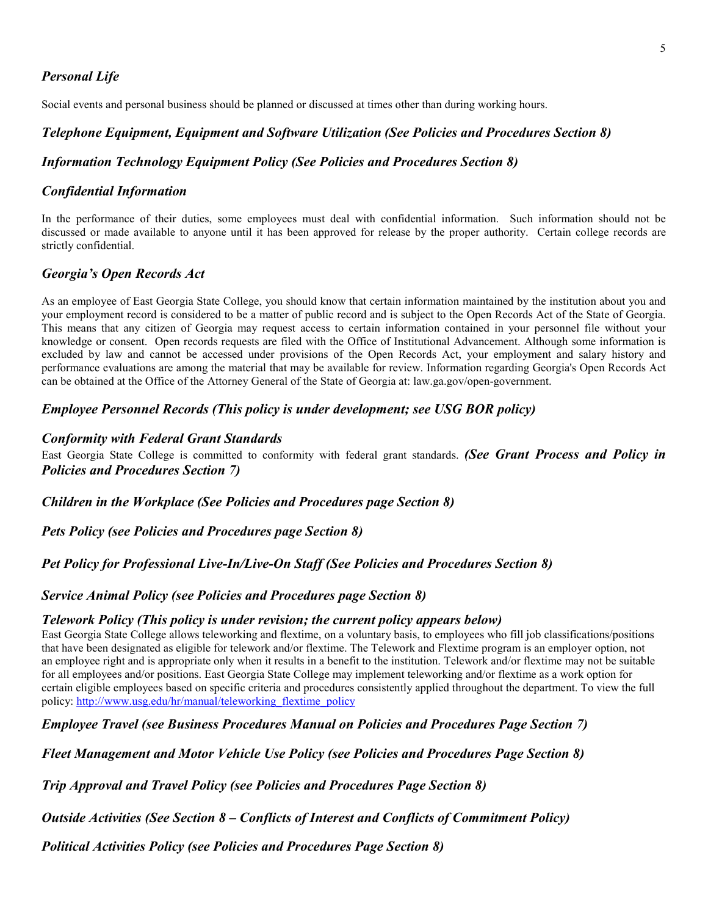### *Personal Life*

Social events and personal business should be planned or discussed at times other than during working hours.

### *Telephone Equipment, Equipment and Software Utilization (See Policies and Procedures Section 8)*

### *Information Technology Equipment Policy (See Policies and Procedures Section 8)*

### *Confidential Information*

In the performance of their duties, some employees must deal with confidential information. Such information should not be discussed or made available to anyone until it has been approved for release by the proper authority. Certain college records are strictly confidential.

### *Georgia's Open Records Act*

As an employee of East Georgia State College, you should know that certain information maintained by the institution about you and your employment record is considered to be a matter of public record and is subject to the Open Records Act of the State of Georgia. This means that any citizen of Georgia may request access to certain information contained in your personnel file without your knowledge or consent. Open records requests are filed with the Office of Institutional Advancement. Although some information is excluded by law and cannot be accessed under provisions of the Open Records Act, your employment and salary history and performance evaluations are among the material that may be available for review. Information regarding Georgia's Open Records Act can be obtained at the Office of the Attorney General of the State of Georgia at: law.ga.gov/open-government.

### *Employee Personnel Records (This policy is under development; see USG BOR policy)*

### *Conformity with Federal Grant Standards*

East Georgia State College is committed to conformity with federal grant standards. ***(See Grant Process and Policy in Policies and Procedures Section 7)***

### *Children in the Workplace (See Policies and Procedures page Section 8)*

### *Pets Policy (see Policies and Procedures page Section 8)*

### *Pet Policy for Professional Live-In/Live-On Staff (See Policies and Procedures Section 8)*

### *Service Animal Policy (see Policies and Procedures page Section 8)*

### *Telework Policy (This policy is under revision; the current policy appears below)*

East Georgia State College allows teleworking and flextime, on a voluntary basis, to employees who fill job classifications/positions that have been designated as eligible for telework and/or flextime. The Telework and Flextime program is an employer option, not an employee right and is appropriate only when it results in a benefit to the institution. Telework and/or flextime may not be suitable for all employees and/or positions. East Georgia State College may implement teleworking and/or flextime as a work option for certain eligible employees based on specific criteria and procedures consistently applied throughout the department. To view the full policy: [http://www.usg.edu/hr/manual/teleworking_flextime_policy](http://www.usg.edu/hr/manual/teleworking_flextime_policy)

### *Employee Travel (see Business Procedures Manual on Policies and Procedures Page Section 7)*

### *Fleet Management and Motor Vehicle Use Policy (see Policies and Procedures Page Section 8)*

### *Trip Approval and Travel Policy (see Policies and Procedures Page Section 8)*

### *Outside Activities (See Section 8 – Conflicts of Interest and Conflicts of Commitment Policy)*

### *Political Activities Policy (see Policies and Procedures Page Section 8)*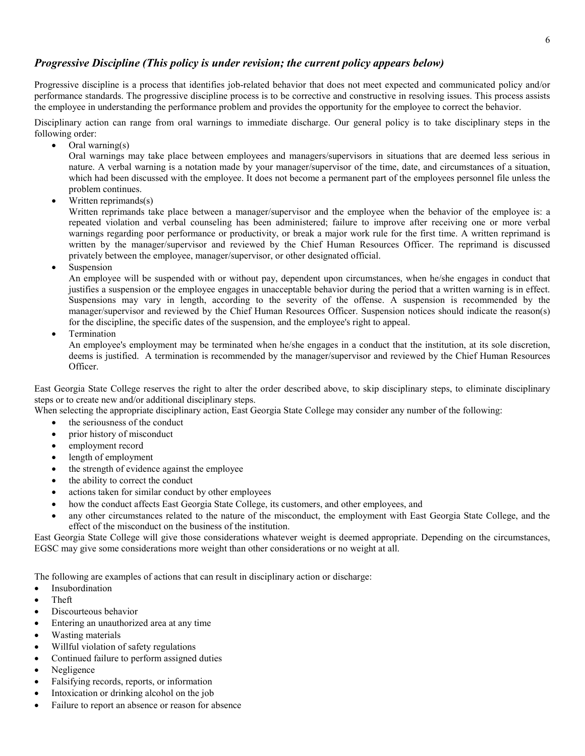## *Progressive Discipline (This policy is under revision; the current policy appears below)*

Progressive discipline is a process that identifies job-related behavior that does not meet expected and communicated policy and/or performance standards. The progressive discipline process is to be corrective and constructive in resolving issues. This process assists the employee in understanding the performance problem and provides the opportunity for the employee to correct the behavior.

Disciplinary action can range from oral warnings to immediate discharge. Our general policy is to take disciplinary steps in the following order:

- Oral warning(s)
  Oral warnings may take place between employees and managers/supervisors in situations that are deemed less serious in nature. A verbal warning is a notation made by your manager/supervisor of the time, date, and circumstances of a situation, which had been discussed with the employee. It does not become a permanent part of the employees personnel file unless the problem continues.
- Written reprimands(s)
  Written reprimands take place between a manager/supervisor and the employee when the behavior of the employee is: a repeated violation and verbal counseling has been administered; failure to improve after receiving one or more verbal warnings regarding poor performance or productivity, or break a major work rule for the first time. A written reprimand is written by the manager/supervisor and reviewed by the Chief Human Resources Officer. The reprimand is discussed privately between the employee, manager/supervisor, or other designated official.
- Suspension
  An employee will be suspended with or without pay, dependent upon circumstances, when he/she engages in conduct that justifies a suspension or the employee engages in unacceptable behavior during the period that a written warning is in effect. Suspensions may vary in length, according to the severity of the offense. A suspension is recommended by the manager/supervisor and reviewed by the Chief Human Resources Officer. Suspension notices should indicate the reason(s) for the discipline, the specific dates of the suspension, and the employee's right to appeal.
- Termination
  An employee's employment may be terminated when he/she engages in a conduct that the institution, at its sole discretion, deems is justified. A termination is recommended by the manager/supervisor and reviewed by the Chief Human Resources Officer.

East Georgia State College reserves the right to alter the order described above, to skip disciplinary steps, to eliminate disciplinary steps or to create new and/or additional disciplinary steps.

When selecting the appropriate disciplinary action, East Georgia State College may consider any number of the following:

- the seriousness of the conduct
- prior history of misconduct
- employment record
- length of employment
- the strength of evidence against the employee
- the ability to correct the conduct
- actions taken for similar conduct by other employees
- how the conduct affects East Georgia State College, its customers, and other employees, and
- any other circumstances related to the nature of the misconduct, the employment with East Georgia State College, and the effect of the misconduct on the business of the institution.

East Georgia State College will give those considerations whatever weight is deemed appropriate. Depending on the circumstances, EGSC may give some considerations more weight than other considerations or no weight at all.

The following are examples of actions that can result in disciplinary action or discharge:

- Insubordination
- Theft
- Discourteous behavior
- Entering an unauthorized area at any time
- Wasting materials
- Willful violation of safety regulations
- Continued failure to perform assigned duties
- Negligence
- Falsifying records, reports, or information
- Intoxication or drinking alcohol on the job
- Failure to report an absence or reason for absence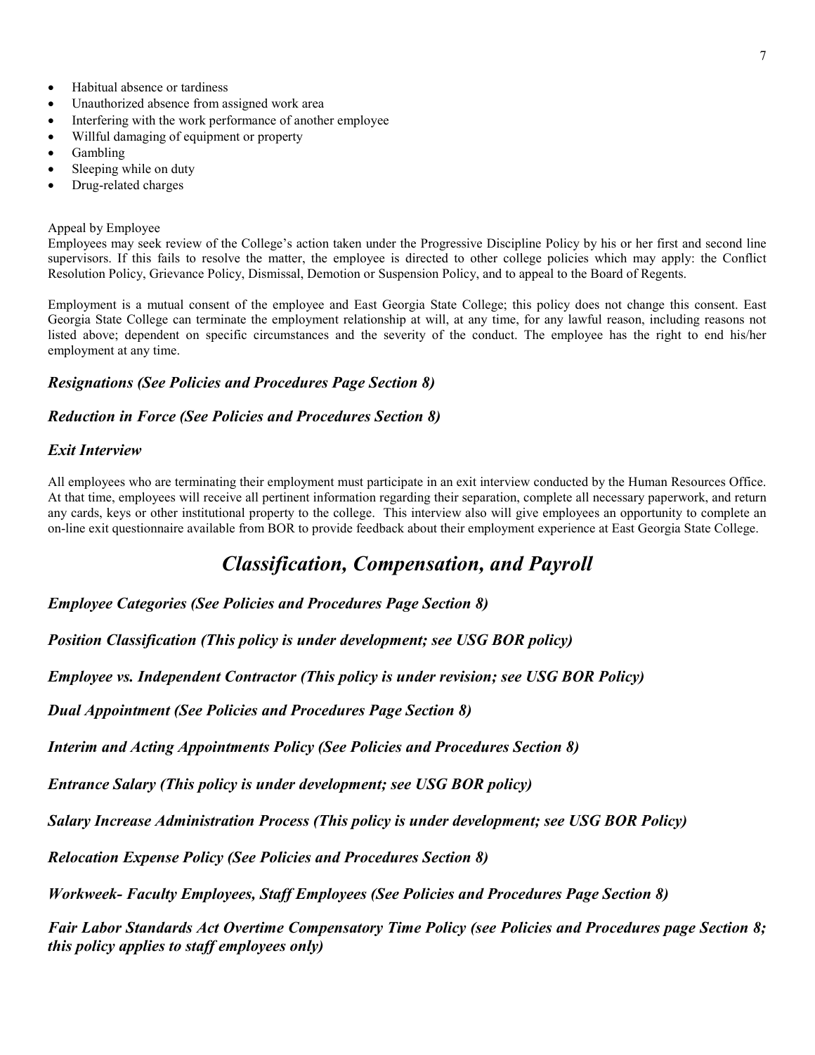- Habitual absence or tardiness
- Unauthorized absence from assigned work area
- Interfering with the work performance of another employee
- Willful damaging of equipment or property
- Gambling
- Sleeping while on duty
- Drug-related charges

Appeal by Employee

Employees may seek review of the College's action taken under the Progressive Discipline Policy by his or her first and second line supervisors. If this fails to resolve the matter, the employee is directed to other college policies which may apply: the Conflict Resolution Policy, Grievance Policy, Dismissal, Demotion or Suspension Policy, and to appeal to the Board of Regents.

Employment is a mutual consent of the employee and East Georgia State College; this policy does not change this consent. East Georgia State College can terminate the employment relationship at will, at any time, for any lawful reason, including reasons not listed above; dependent on specific circumstances and the severity of the conduct. The employee has the right to end his/her employment at any time.

### *Resignations (See Policies and Procedures Page Section 8)*

### *Reduction in Force (See Policies and Procedures Section 8)*

### *Exit Interview*

All employees who are terminating their employment must participate in an exit interview conducted by the Human Resources Office. At that time, employees will receive all pertinent information regarding their separation, complete all necessary paperwork, and return any cards, keys or other institutional property to the college. This interview also will give employees an opportunity to complete an on-line exit questionnaire available from BOR to provide feedback about their employment experience at East Georgia State College.

## *Classification, Compensation, and Payroll*

### *Employee Categories (See Policies and Procedures Page Section 8)*

### *Position Classification (This policy is under development; see USG BOR policy)*

### *Employee vs. Independent Contractor (This policy is under revision; see USG BOR Policy)*

### *Dual Appointment (See Policies and Procedures Page Section 8)*

### *Interim and Acting Appointments Policy (See Policies and Procedures Section 8)*

### *Entrance Salary (This policy is under development; see USG BOR policy)*

### *Salary Increase Administration Process (This policy is under development; see USG BOR Policy)*

### *Relocation Expense Policy (See Policies and Procedures Section 8)*

### *Workweek- Faculty Employees, Staff Employees (See Policies and Procedures Page Section 8)*

### *Fair Labor Standards Act Overtime Compensatory Time Policy (see Policies and Procedures page Section 8; this policy applies to staff employees only)*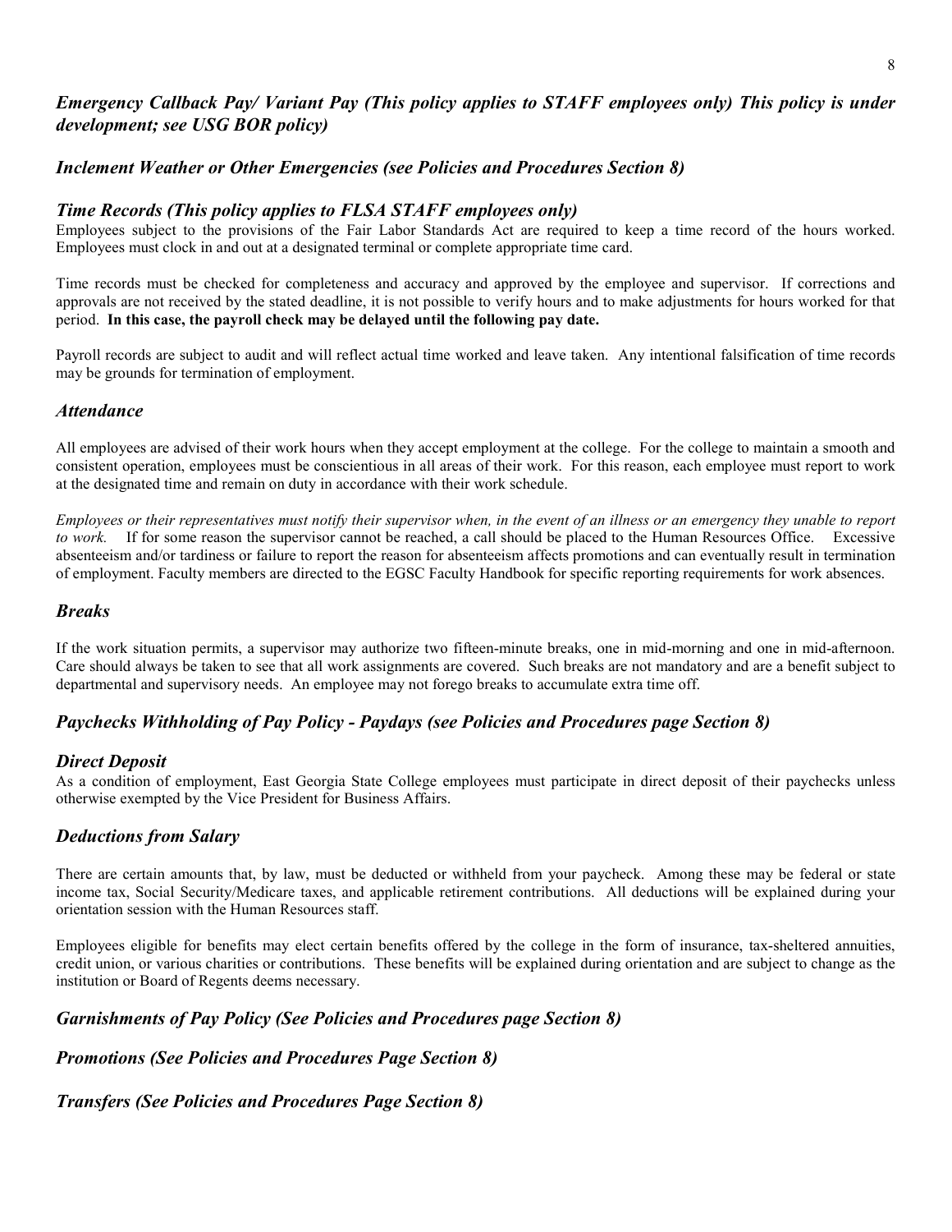### *Emergency Callback Pay/ Variant Pay (This policy applies to STAFF employees only) This policy is under development; see USG BOR policy)*

### *Inclement Weather or Other Emergencies (see Policies and Procedures Section 8)*

### *Time Records (This policy applies to FLSA STAFF employees only)*

Employees subject to the provisions of the Fair Labor Standards Act are required to keep a time record of the hours worked. Employees must clock in and out at a designated terminal or complete appropriate time card.

Time records must be checked for completeness and accuracy and approved by the employee and supervisor. If corrections and approvals are not received by the stated deadline, it is not possible to verify hours and to make adjustments for hours worked for that period. **In this case, the payroll check may be delayed until the following pay date.**

Payroll records are subject to audit and will reflect actual time worked and leave taken. Any intentional falsification of time records may be grounds for termination of employment.

### *Attendance*

All employees are advised of their work hours when they accept employment at the college. For the college to maintain a smooth and consistent operation, employees must be conscientious in all areas of their work. For this reason, each employee must report to work at the designated time and remain on duty in accordance with their work schedule.

*Employees or their representatives must notify their supervisor when, in the event of an illness or an emergency they unable to report to work.* If for some reason the supervisor cannot be reached, a call should be placed to the Human Resources Office. Excessive absenteeism and/or tardiness or failure to report the reason for absenteeism affects promotions and can eventually result in termination of employment. Faculty members are directed to the EGSC Faculty Handbook for specific reporting requirements for work absences.

### *Breaks*

If the work situation permits, a supervisor may authorize two fifteen-minute breaks, one in mid-morning and one in mid-afternoon. Care should always be taken to see that all work assignments are covered. Such breaks are not mandatory and are a benefit subject to departmental and supervisory needs. An employee may not forego breaks to accumulate extra time off.

### *Paychecks Withholding of Pay Policy - Paydays (see Policies and Procedures page Section 8)*

### *Direct Deposit*

As a condition of employment, East Georgia State College employees must participate in direct deposit of their paychecks unless otherwise exempted by the Vice President for Business Affairs.

### *Deductions from Salary*

There are certain amounts that, by law, must be deducted or withheld from your paycheck. Among these may be federal or state income tax, Social Security/Medicare taxes, and applicable retirement contributions. All deductions will be explained during your orientation session with the Human Resources staff.

Employees eligible for benefits may elect certain benefits offered by the college in the form of insurance, tax-sheltered annuities, credit union, or various charities or contributions. These benefits will be explained during orientation and are subject to change as the institution or Board of Regents deems necessary.

### *Garnishments of Pay Policy (See Policies and Procedures page Section 8)*

### *Promotions (See Policies and Procedures Page Section 8)*

### *Transfers (See Policies and Procedures Page Section 8)*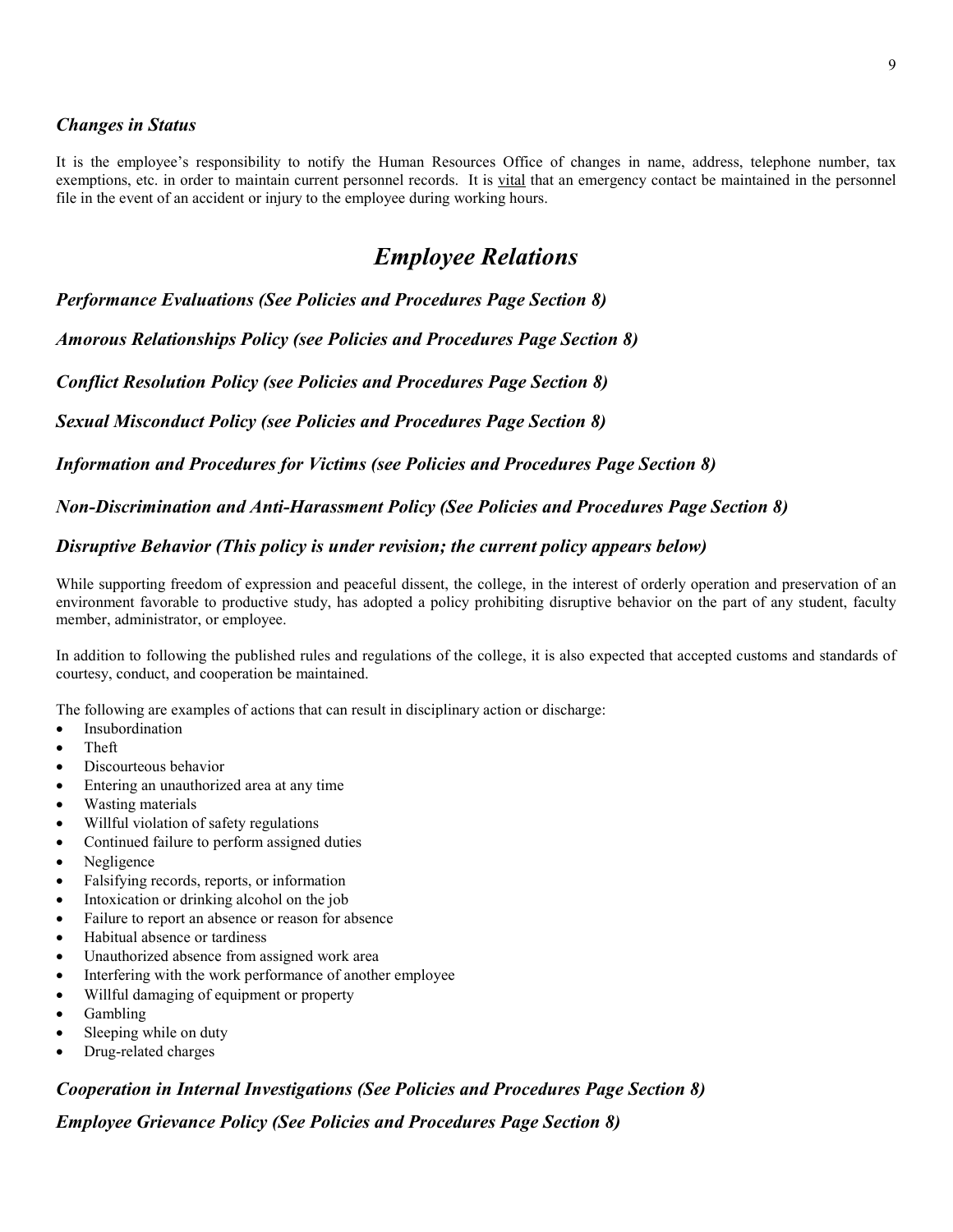### *Changes in Status*

It is the employee's responsibility to notify the Human Resources Office of changes in name, address, telephone number, tax exemptions, etc. in order to maintain current personnel records. It is vital that an emergency contact be maintained in the personnel file in the event of an accident or injury to the employee during working hours.

## *Employee Relations*

### *Performance Evaluations (See Policies and Procedures Page Section 8)*

### *Amorous Relationships Policy (see Policies and Procedures Page Section 8)*

### *Conflict Resolution Policy (see Policies and Procedures Page Section 8)*

### *Sexual Misconduct Policy (see Policies and Procedures Page Section 8)*

### *Information and Procedures for Victims (see Policies and Procedures Page Section 8)*

### *Non-Discrimination and Anti-Harassment Policy (See Policies and Procedures Page Section 8)*

### *Disruptive Behavior (This policy is under revision; the current policy appears below)*

While supporting freedom of expression and peaceful dissent, the college, in the interest of orderly operation and preservation of an environment favorable to productive study, has adopted a policy prohibiting disruptive behavior on the part of any student, faculty member, administrator, or employee.

In addition to following the published rules and regulations of the college, it is also expected that accepted customs and standards of courtesy, conduct, and cooperation be maintained.

The following are examples of actions that can result in disciplinary action or discharge:

- Insubordination
- Theft
- Discourteous behavior
- Entering an unauthorized area at any time
- Wasting materials
- Willful violation of safety regulations
- Continued failure to perform assigned duties
- Negligence
- Falsifying records, reports, or information
- Intoxication or drinking alcohol on the job
- Failure to report an absence or reason for absence
- Habitual absence or tardiness
- Unauthorized absence from assigned work area
- Interfering with the work performance of another employee
- Willful damaging of equipment or property
- Gambling
- Sleeping while on duty
- Drug-related charges

### *Cooperation in Internal Investigations (See Policies and Procedures Page Section 8)*

### *Employee Grievance Policy (See Policies and Procedures Page Section 8)*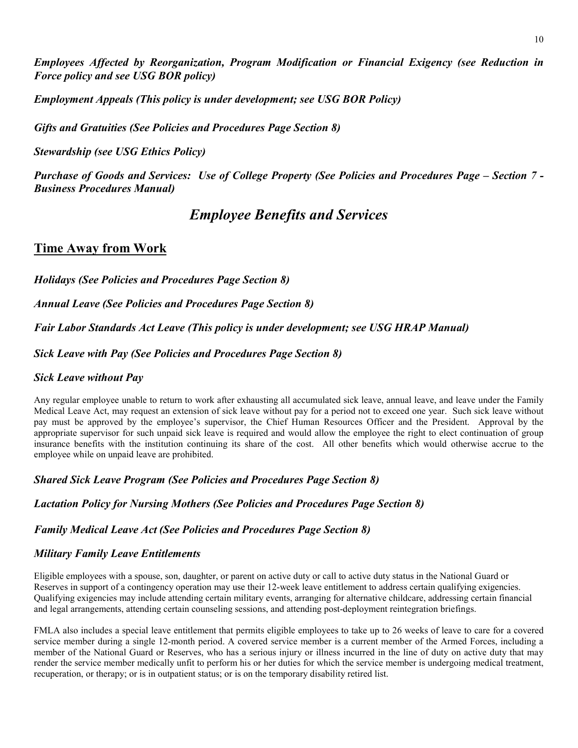***Employees Affected by Reorganization, Program Modification or Financial Exigency (see Reduction in Force policy and see USG BOR policy)***

***Employment Appeals (This policy is under development; see USG BOR Policy)***

***Gifts and Gratuities (See Policies and Procedures Page Section 8)***

***Stewardship (see USG Ethics Policy)***

***Purchase of Goods and Services: Use of College Property (See Policies and Procedures Page – Section 7 - Business Procedures Manual)***

# *Employee Benefits and Services*

## Time Away from Work

***Holidays (See Policies and Procedures Page Section 8)***

***Annual Leave (See Policies and Procedures Page Section 8)***

***Fair Labor Standards Act Leave (This policy is under development; see USG HRAP Manual)***

***Sick Leave with Pay (See Policies and Procedures Page Section 8)***

***Sick Leave without Pay***

Any regular employee unable to return to work after exhausting all accumulated sick leave, annual leave, and leave under the Family Medical Leave Act, may request an extension of sick leave without pay for a period not to exceed one year. Such sick leave without pay must be approved by the employee's supervisor, the Chief Human Resources Officer and the President. Approval by the appropriate supervisor for such unpaid sick leave is required and would allow the employee the right to elect continuation of group insurance benefits with the institution continuing its share of the cost. All other benefits which would otherwise accrue to the employee while on unpaid leave are prohibited.

***Shared Sick Leave Program (See Policies and Procedures Page Section 8)***

***Lactation Policy for Nursing Mothers (See Policies and Procedures Page Section 8)***

***Family Medical Leave Act (See Policies and Procedures Page Section 8)***

***Military Family Leave Entitlements***

Eligible employees with a spouse, son, daughter, or parent on active duty or call to active duty status in the National Guard or Reserves in support of a contingency operation may use their 12-week leave entitlement to address certain qualifying exigencies. Qualifying exigencies may include attending certain military events, arranging for alternative childcare, addressing certain financial and legal arrangements, attending certain counseling sessions, and attending post-deployment reintegration briefings.

FMLA also includes a special leave entitlement that permits eligible employees to take up to 26 weeks of leave to care for a covered service member during a single 12-month period. A covered service member is a current member of the Armed Forces, including a member of the National Guard or Reserves, who has a serious injury or illness incurred in the line of duty on active duty that may render the service member medically unfit to perform his or her duties for which the service member is undergoing medical treatment, recuperation, or therapy; or is in outpatient status; or is on the temporary disability retired list.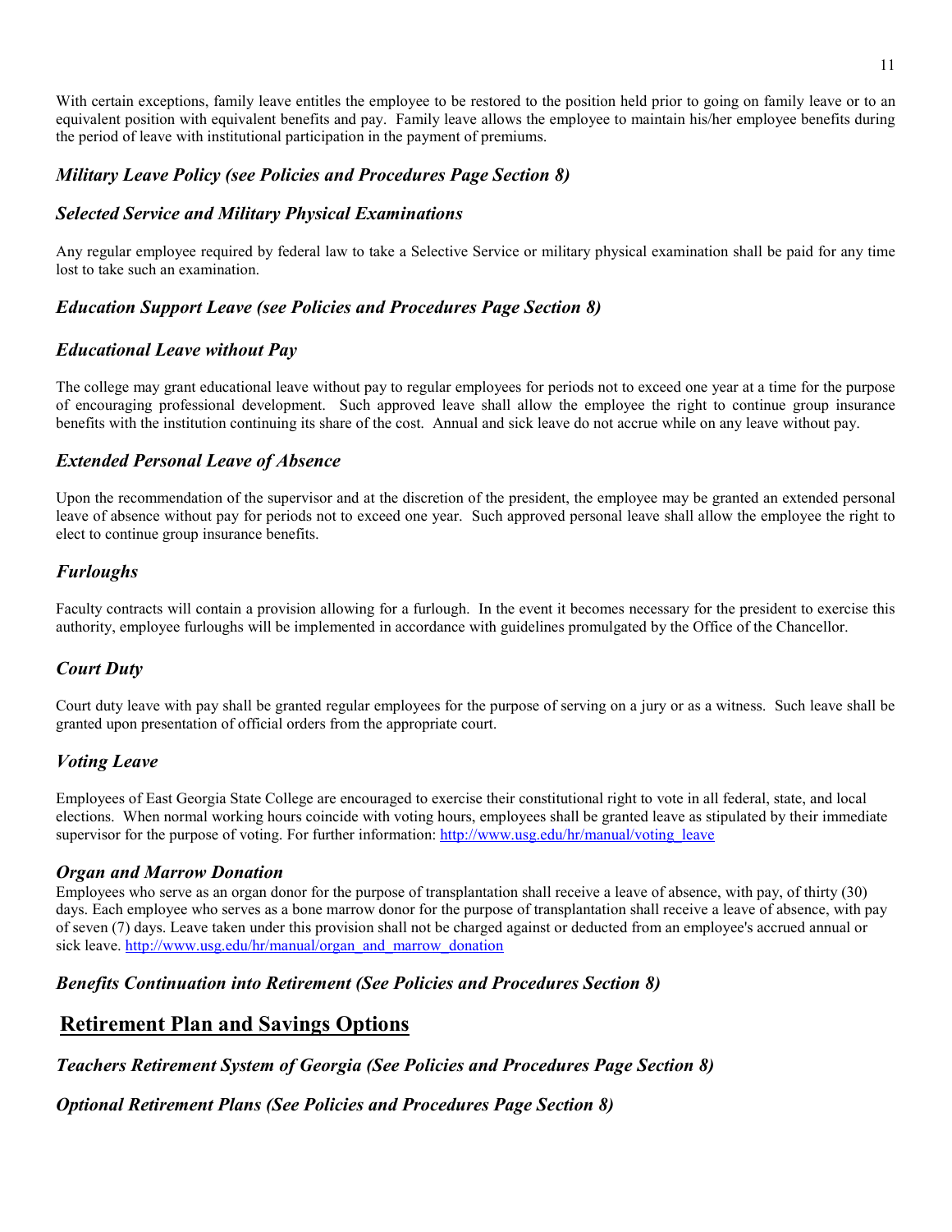With certain exceptions, family leave entitles the employee to be restored to the position held prior to going on family leave or to an equivalent position with equivalent benefits and pay. Family leave allows the employee to maintain his/her employee benefits during the period of leave with institutional participation in the payment of premiums.

### *Military Leave Policy (see Policies and Procedures Page Section 8)*

### *Selected Service and Military Physical Examinations*

Any regular employee required by federal law to take a Selective Service or military physical examination shall be paid for any time lost to take such an examination.

### *Education Support Leave (see Policies and Procedures Page Section 8)*

### *Educational Leave without Pay*

The college may grant educational leave without pay to regular employees for periods not to exceed one year at a time for the purpose of encouraging professional development. Such approved leave shall allow the employee the right to continue group insurance benefits with the institution continuing its share of the cost. Annual and sick leave do not accrue while on any leave without pay.

### *Extended Personal Leave of Absence*

Upon the recommendation of the supervisor and at the discretion of the president, the employee may be granted an extended personal leave of absence without pay for periods not to exceed one year. Such approved personal leave shall allow the employee the right to elect to continue group insurance benefits.

### *Furloughs*

Faculty contracts will contain a provision allowing for a furlough. In the event it becomes necessary for the president to exercise this authority, employee furloughs will be implemented in accordance with guidelines promulgated by the Office of the Chancellor.

### *Court Duty*

Court duty leave with pay shall be granted regular employees for the purpose of serving on a jury or as a witness. Such leave shall be granted upon presentation of official orders from the appropriate court.

### *Voting Leave*

Employees of East Georgia State College are encouraged to exercise their constitutional right to vote in all federal, state, and local elections. When normal working hours coincide with voting hours, employees shall be granted leave as stipulated by their immediate supervisor for the purpose of voting. For further information: [http://www.usg.edu/hr/manual/voting_leave](http://www.usg.edu/hr/manual/voting_leave)

### *Organ and Marrow Donation*

Employees who serve as an organ donor for the purpose of transplantation shall receive a leave of absence, with pay, of thirty (30) days. Each employee who serves as a bone marrow donor for the purpose of transplantation shall receive a leave of absence, with pay of seven (7) days. Leave taken under this provision shall not be charged against or deducted from an employee's accrued annual or sick leave. [http://www.usg.edu/hr/manual/organ_and_marrow_donation](http://www.usg.edu/hr/manual/organ_and_marrow_donation)

### *Benefits Continuation into Retirement (See Policies and Procedures Section 8)*

## Retirement Plan and Savings Options

### *Teachers Retirement System of Georgia (See Policies and Procedures Page Section 8)*

### *Optional Retirement Plans (See Policies and Procedures Page Section 8)*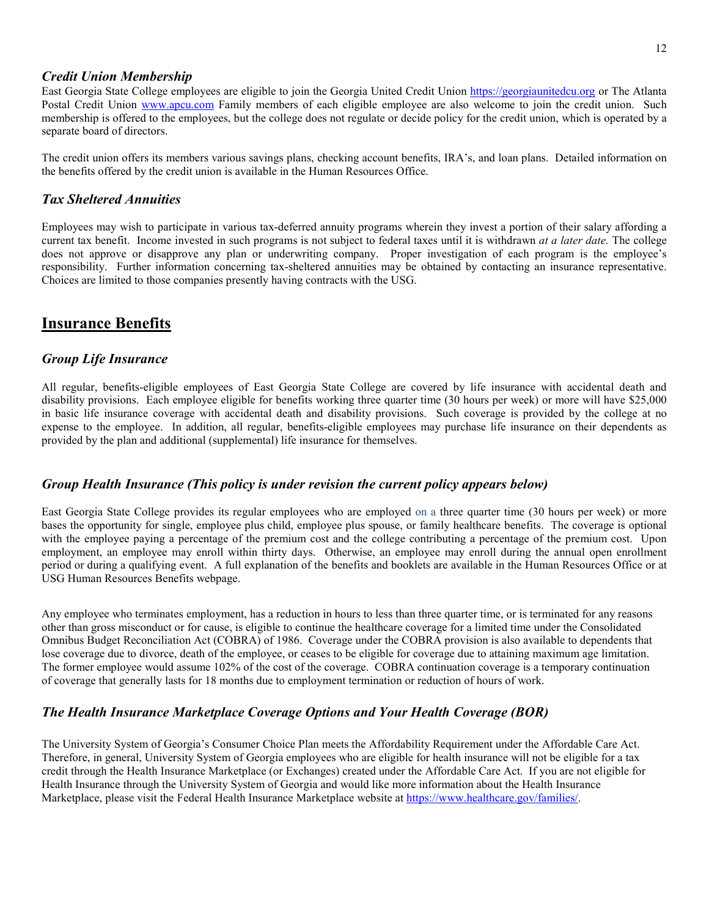### *Credit Union Membership*

East Georgia State College employees are eligible to join the Georgia United Credit Union [https://georgiaunitedcu.org](https://georgiaunitedcu.org) or The Atlanta Postal Credit Union [www.apcu.com](www.apcu.com) Family members of each eligible employee are also welcome to join the credit union. Such membership is offered to the employees, but the college does not regulate or decide policy for the credit union, which is operated by a separate board of directors.

The credit union offers its members various savings plans, checking account benefits, IRA's, and loan plans. Detailed information on the benefits offered by the credit union is available in the Human Resources Office.

### *Tax Sheltered Annuities*

Employees may wish to participate in various tax-deferred annuity programs wherein they invest a portion of their salary affording a current tax benefit. Income invested in such programs is not subject to federal taxes until it is withdrawn *at a later date.* The college does not approve or disapprove any plan or underwriting company. Proper investigation of each program is the employee's responsibility. Further information concerning tax-sheltered annuities may be obtained by contacting an insurance representative. Choices are limited to those companies presently having contracts with the USG.

## Insurance Benefits

### *Group Life Insurance*

All regular, benefits-eligible employees of East Georgia State College are covered by life insurance with accidental death and disability provisions. Each employee eligible for benefits working three quarter time (30 hours per week) or more will have $25,000 in basic life insurance coverage with accidental death and disability provisions. Such coverage is provided by the college at no expense to the employee. In addition, all regular, benefits-eligible employees may purchase life insurance on their dependents as provided by the plan and additional (supplemental) life insurance for themselves.

### *Group Health Insurance (This policy is under revision the current policy appears below)*

East Georgia State College provides its regular employees who are employed on a three quarter time (30 hours per week) or more bases the opportunity for single, employee plus child, employee plus spouse, or family healthcare benefits. The coverage is optional with the employee paying a percentage of the premium cost and the college contributing a percentage of the premium cost. Upon employment, an employee may enroll within thirty days. Otherwise, an employee may enroll during the annual open enrollment period or during a qualifying event. A full explanation of the benefits and booklets are available in the Human Resources Office or at USG Human Resources Benefits webpage.

Any employee who terminates employment, has a reduction in hours to less than three quarter time, or is terminated for any reasons other than gross misconduct or for cause, is eligible to continue the healthcare coverage for a limited time under the Consolidated Omnibus Budget Reconciliation Act (COBRA) of 1986. Coverage under the COBRA provision is also available to dependents that lose coverage due to divorce, death of the employee, or ceases to be eligible for coverage due to attaining maximum age limitation. The former employee would assume 102% of the cost of the coverage. COBRA continuation coverage is a temporary continuation of coverage that generally lasts for 18 months due to employment termination or reduction of hours of work.

### *The Health Insurance Marketplace Coverage Options and Your Health Coverage (BOR)*

The University System of Georgia's Consumer Choice Plan meets the Affordability Requirement under the Affordable Care Act. Therefore, in general, University System of Georgia employees who are eligible for health insurance will not be eligible for a tax credit through the Health Insurance Marketplace (or Exchanges) created under the Affordable Care Act. If you are not eligible for Health Insurance through the University System of Georgia and would like more information about the Health Insurance Marketplace, please visit the Federal Health Insurance Marketplace website at [https://www.healthcare.gov/families/](https://www.healthcare.gov/families/).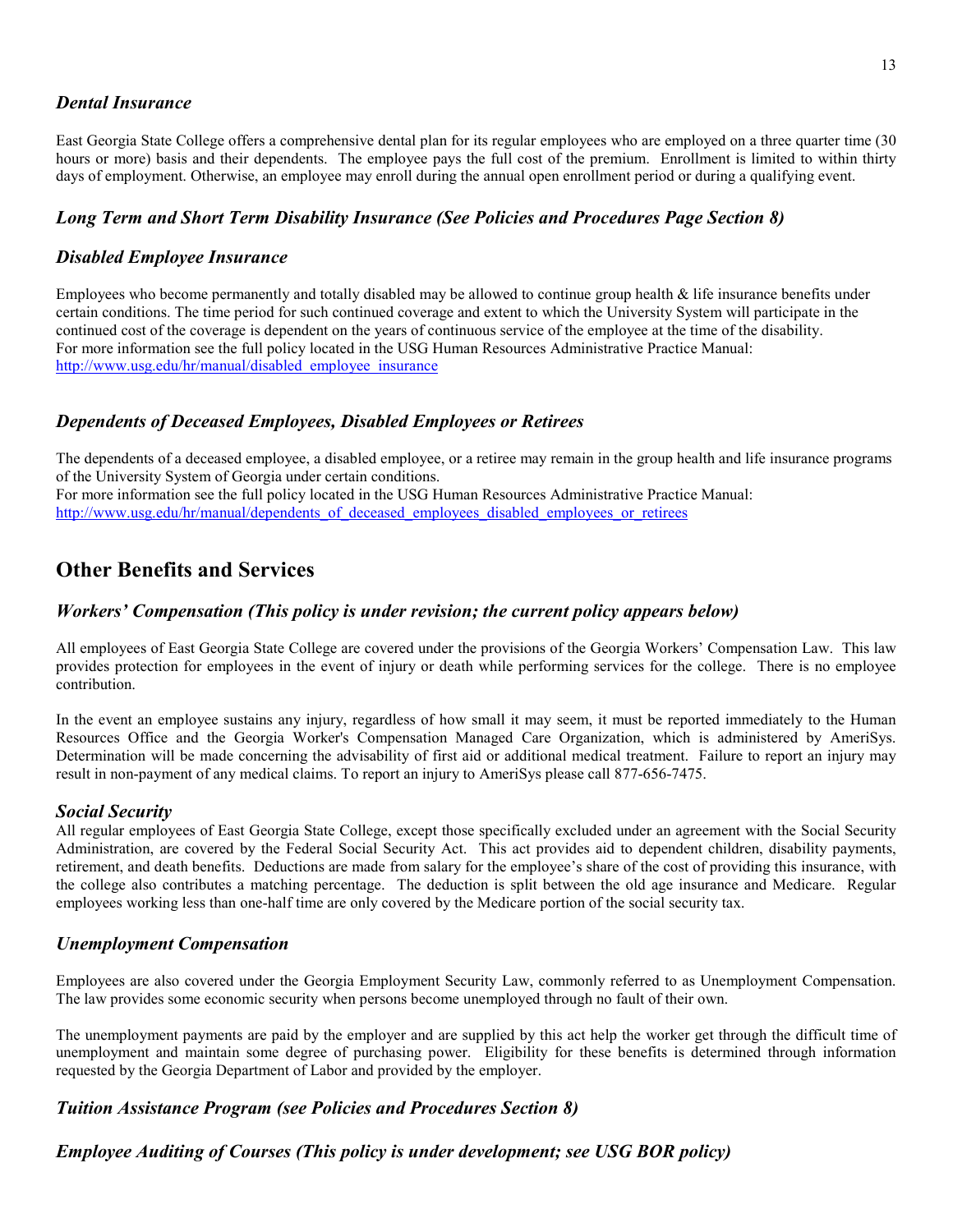### *Dental Insurance*

East Georgia State College offers a comprehensive dental plan for its regular employees who are employed on a three quarter time (30 hours or more) basis and their dependents. The employee pays the full cost of the premium. Enrollment is limited to within thirty days of employment. Otherwise, an employee may enroll during the annual open enrollment period or during a qualifying event.

### *Long Term and Short Term Disability Insurance (See Policies and Procedures Page Section 8)*

### *Disabled Employee Insurance*

Employees who become permanently and totally disabled may be allowed to continue group health & life insurance benefits under certain conditions. The time period for such continued coverage and extent to which the University System will participate in the continued cost of the coverage is dependent on the years of continuous service of the employee at the time of the disability.
For more information see the full policy located in the USG Human Resources Administrative Practice Manual:
[http://www.usg.edu/hr/manual/disabled_employee_insurance](http://www.usg.edu/hr/manual/disabled_employee_insurance)

### *Dependents of Deceased Employees, Disabled Employees or Retirees*

The dependents of a deceased employee, a disabled employee, or a retiree may remain in the group health and life insurance programs of the University System of Georgia under certain conditions.
For more information see the full policy located in the USG Human Resources Administrative Practice Manual:
[http://www.usg.edu/hr/manual/dependents_of_deceased_employees_disabled_employees_or_retirees](http://www.usg.edu/hr/manual/dependents_of_deceased_employees_disabled_employees_or_retirees)

## Other Benefits and Services

### *Workers' Compensation (This policy is under revision; the current policy appears below)*

All employees of East Georgia State College are covered under the provisions of the Georgia Workers' Compensation Law. This law provides protection for employees in the event of injury or death while performing services for the college. There is no employee contribution.

In the event an employee sustains any injury, regardless of how small it may seem, it must be reported immediately to the Human Resources Office and the Georgia Worker's Compensation Managed Care Organization, which is administered by AmeriSys. Determination will be made concerning the advisability of first aid or additional medical treatment. Failure to report an injury may result in non-payment of any medical claims. To report an injury to AmeriSys please call 877-656-7475.

### *Social Security*

All regular employees of East Georgia State College, except those specifically excluded under an agreement with the Social Security Administration, are covered by the Federal Social Security Act. This act provides aid to dependent children, disability payments, retirement, and death benefits. Deductions are made from salary for the employee's share of the cost of providing this insurance, with the college also contributes a matching percentage. The deduction is split between the old age insurance and Medicare. Regular employees working less than one-half time are only covered by the Medicare portion of the social security tax.

### *Unemployment Compensation*

Employees are also covered under the Georgia Employment Security Law, commonly referred to as Unemployment Compensation. The law provides some economic security when persons become unemployed through no fault of their own.

The unemployment payments are paid by the employer and are supplied by this act help the worker get through the difficult time of unemployment and maintain some degree of purchasing power. Eligibility for these benefits is determined through information requested by the Georgia Department of Labor and provided by the employer.

### *Tuition Assistance Program (see Policies and Procedures Section 8)*

### *Employee Auditing of Courses (This policy is under development; see USG BOR policy)*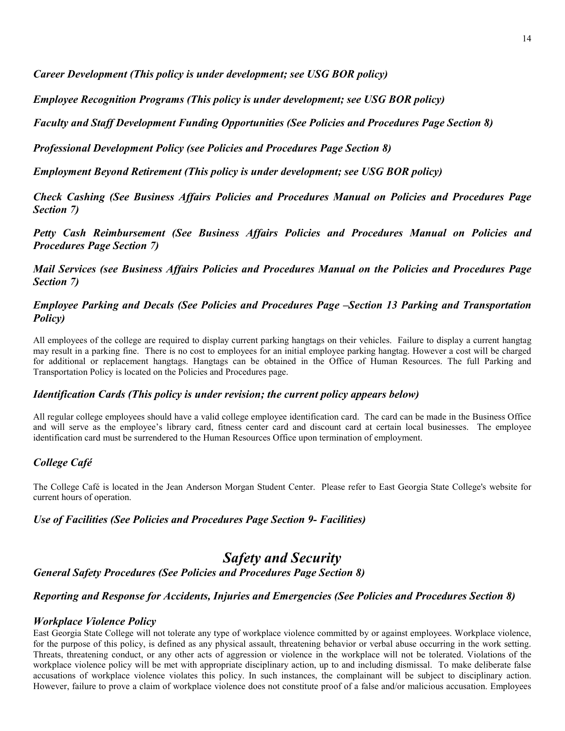### *Career Development (This policy is under development; see USG BOR policy)*

### *Employee Recognition Programs (This policy is under development; see USG BOR policy)*

### *Faculty and Staff Development Funding Opportunities (See Policies and Procedures Page Section 8)*

### *Professional Development Policy (see Policies and Procedures Page Section 8)*

### *Employment Beyond Retirement (This policy is under development; see USG BOR policy)*

### *Check Cashing (See Business Affairs Policies and Procedures Manual on Policies and Procedures Page Section 7)*

### *Petty Cash Reimbursement (See Business Affairs Policies and Procedures Manual on Policies and Procedures Page Section 7)*

### *Mail Services (see Business Affairs Policies and Procedures Manual on the Policies and Procedures Page Section 7)*

### *Employee Parking and Decals (See Policies and Procedures Page –Section 13 Parking and Transportation Policy)*

All employees of the college are required to display current parking hangtags on their vehicles. Failure to display a current hangtag may result in a parking fine. There is no cost to employees for an initial employee parking hangtag. However a cost will be charged for additional or replacement hangtags. Hangtags can be obtained in the Office of Human Resources. The full Parking and Transportation Policy is located on the Policies and Procedures page.

### *Identification Cards (This policy is under revision; the current policy appears below)*

All regular college employees should have a valid college employee identification card. The card can be made in the Business Office and will serve as the employee's library card, fitness center card and discount card at certain local businesses. The employee identification card must be surrendered to the Human Resources Office upon termination of employment.

### *College Café*

The College Café is located in the Jean Anderson Morgan Student Center. Please refer to East Georgia State College's website for current hours of operation.

### *Use of Facilities (See Policies and Procedures Page Section 9- Facilities)*

## *Safety and Security*

### *General Safety Procedures (See Policies and Procedures Page Section 8)*

### *Reporting and Response for Accidents, Injuries and Emergencies (See Policies and Procedures Section 8)*

### *Workplace Violence Policy*

East Georgia State College will not tolerate any type of workplace violence committed by or against employees. Workplace violence, for the purpose of this policy, is defined as any physical assault, threatening behavior or verbal abuse occurring in the work setting. Threats, threatening conduct, or any other acts of aggression or violence in the workplace will not be tolerated. Violations of the workplace violence policy will be met with appropriate disciplinary action, up to and including dismissal. To make deliberate false accusations of workplace violence violates this policy. In such instances, the complainant will be subject to disciplinary action. However, failure to prove a claim of workplace violence does not constitute proof of a false and/or malicious accusation. Employees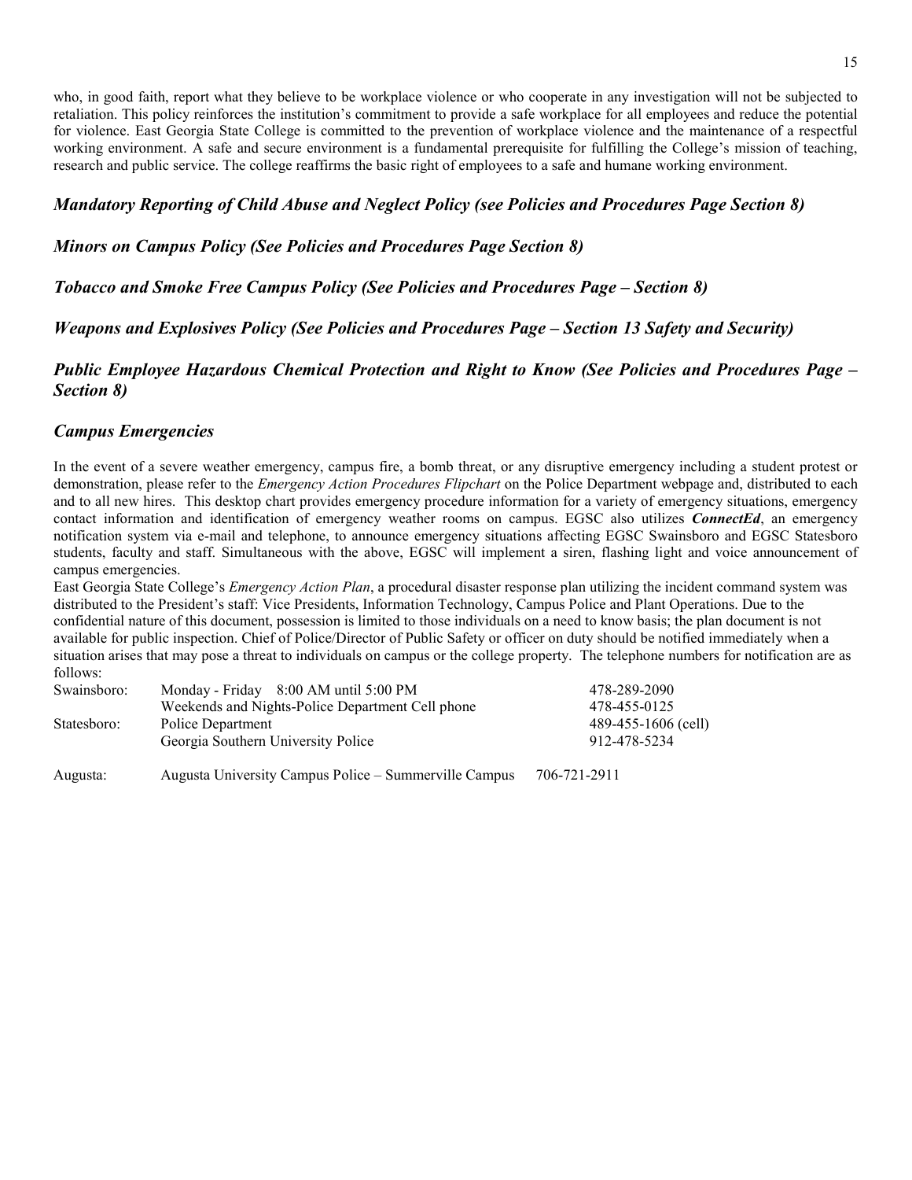who, in good faith, report what they believe to be workplace violence or who cooperate in any investigation will not be subjected to retaliation. This policy reinforces the institution's commitment to provide a safe workplace for all employees and reduce the potential for violence. East Georgia State College is committed to the prevention of workplace violence and the maintenance of a respectful working environment. A safe and secure environment is a fundamental prerequisite for fulfilling the College's mission of teaching, research and public service. The college reaffirms the basic right of employees to a safe and humane working environment.

### *Mandatory Reporting of Child Abuse and Neglect Policy (see Policies and Procedures Page Section 8)*

### *Minors on Campus Policy (See Policies and Procedures Page Section 8)*

### *Tobacco and Smoke Free Campus Policy (See Policies and Procedures Page – Section 8)*

### *Weapons and Explosives Policy (See Policies and Procedures Page – Section 13 Safety and Security)*

### *Public Employee Hazardous Chemical Protection and Right to Know (See Policies and Procedures Page – Section 8)*

### *Campus Emergencies*

In the event of a severe weather emergency, campus fire, a bomb threat, or any disruptive emergency including a student protest or demonstration, please refer to the *Emergency Action Procedures Flipchart* on the Police Department webpage and, distributed to each and to all new hires. This desktop chart provides emergency procedure information for a variety of emergency situations, emergency contact information and identification of emergency weather rooms on campus. EGSC also utilizes ***ConnectEd***, an emergency notification system via e-mail and telephone, to announce emergency situations affecting EGSC Swainsboro and EGSC Statesboro students, faculty and staff. Simultaneous with the above, EGSC will implement a siren, flashing light and voice announcement of campus emergencies.

East Georgia State College's *Emergency Action Plan*, a procedural disaster response plan utilizing the incident command system was distributed to the President's staff: Vice Presidents, Information Technology, Campus Police and Plant Operations. Due to the confidential nature of this document, possession is limited to those individuals on a need to know basis; the plan document is not available for public inspection. Chief of Police/Director of Public Safety or officer on duty should be notified immediately when a situation arises that may pose a threat to individuals on campus or the college property. The telephone numbers for notification are as follows:

| | | |
|---|---|---|
| Swainsboro: | Monday - Friday 8:00 AM until 5:00 PM | 478-289-2090 |
| | Weekends and Nights-Police Department Cell phone | 478-455-0125 |
| Statesboro: | Police Department | 489-455-1606 (cell) |
| | Georgia Southern University Police | 912-478-5234 |
| Augusta: | Augusta University Campus Police – Summerville Campus | 706-721-2911 |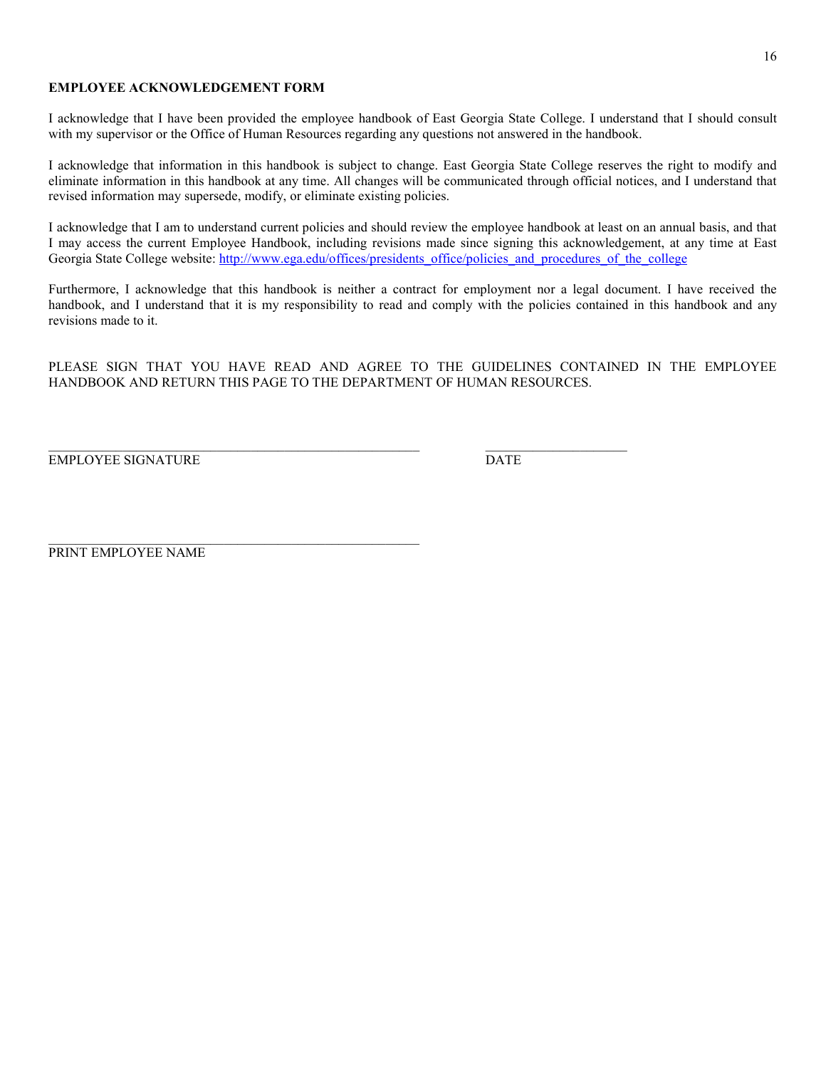**EMPLOYEE ACKNOWLEDGEMENT FORM**

I acknowledge that I have been provided the employee handbook of East Georgia State College. I understand that I should consult with my supervisor or the Office of Human Resources regarding any questions not answered in the handbook.

I acknowledge that information in this handbook is subject to change. East Georgia State College reserves the right to modify and eliminate information in this handbook at any time. All changes will be communicated through official notices, and I understand that revised information may supersede, modify, or eliminate existing policies.

I acknowledge that I am to understand current policies and should review the employee handbook at least on an annual basis, and that I may access the current Employee Handbook, including revisions made since signing this acknowledgement, at any time at East Georgia State College website: http://www.ega.edu/offices/presidents_office/policies_and_procedures_of_the_college

Furthermore, I acknowledge that this handbook is neither a contract for employment nor a legal document. I have received the handbook, and I understand that it is my responsibility to read and comply with the policies contained in this handbook and any revisions made to it.

PLEASE SIGN THAT YOU HAVE READ AND AGREE TO THE GUIDELINES CONTAINED IN THE EMPLOYEE HANDBOOK AND RETURN THIS PAGE TO THE DEPARTMENT OF HUMAN RESOURCES.

_______________________________________________ ____________________

EMPLOYEE SIGNATURE DATE

_______________________________________________

PRINT EMPLOYEE NAME